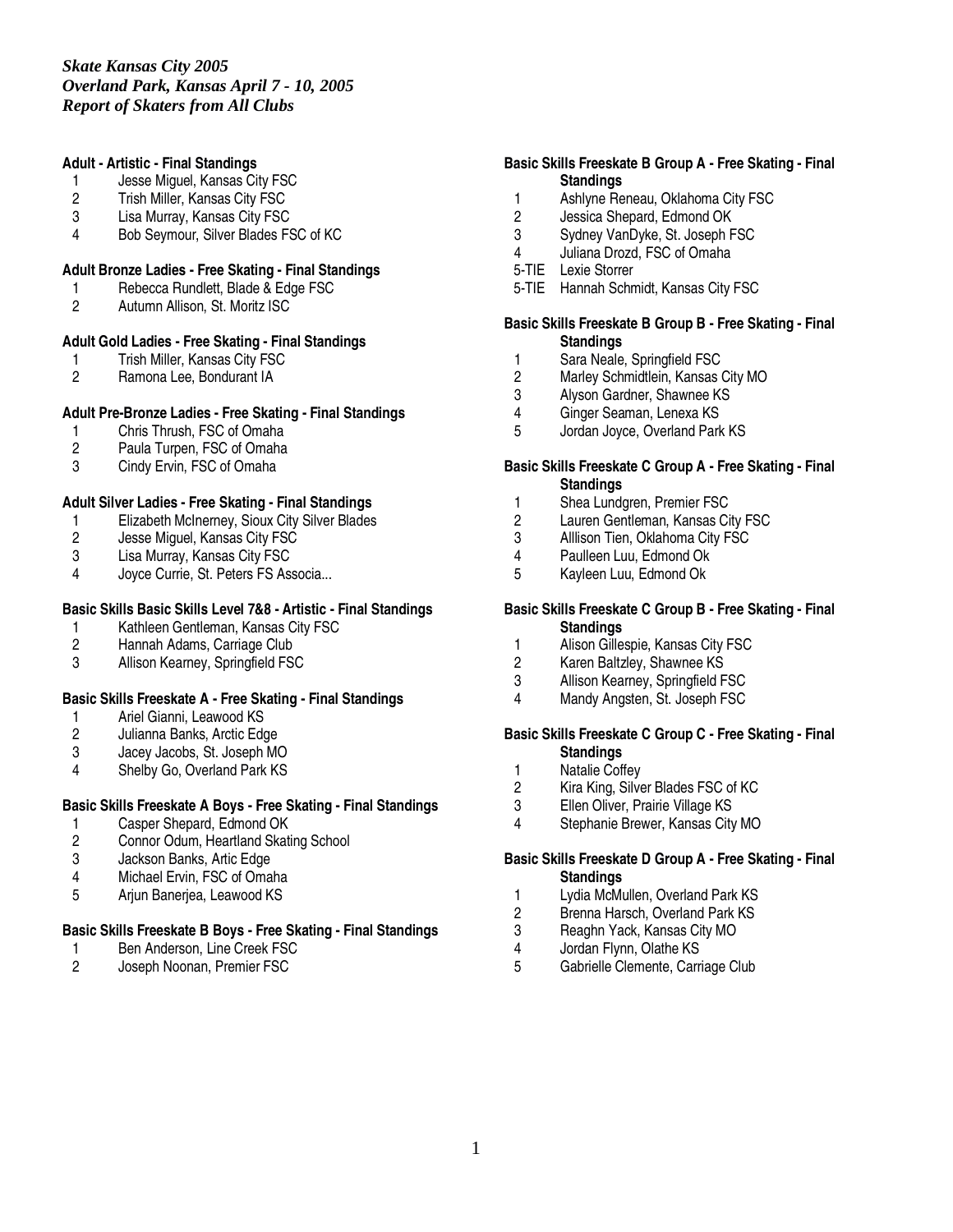*Skate Kansas City 2005*
*Overland Park, Kansas April 7 - 10, 2005*
*Report of Skaters from All Clubs*

**Adult - Artistic - Final Standings**

1 Jesse Miguel, Kansas City FSC
2 Trish Miller, Kansas City FSC
3 Lisa Murray, Kansas City FSC
4 Bob Seymour, Silver Blades FSC of KC

**Adult Bronze Ladies - Free Skating - Final Standings**

1 Rebecca Rundlett, Blade & Edge FSC
2 Autumn Allison, St. Moritz ISC

**Adult Gold Ladies - Free Skating - Final Standings**

1 Trish Miller, Kansas City FSC
2 Ramona Lee, Bondurant IA

**Adult Pre-Bronze Ladies - Free Skating - Final Standings**

1 Chris Thrush, FSC of Omaha
2 Paula Turpen, FSC of Omaha
3 Cindy Ervin, FSC of Omaha

**Adult Silver Ladies - Free Skating - Final Standings**

1 Elizabeth McInerney, Sioux City Silver Blades
2 Jesse Miguel, Kansas City FSC
3 Lisa Murray, Kansas City FSC
4 Joyce Currie, St. Peters FS Associa...

**Basic Skills Basic Skills Level 7&8 - Artistic - Final Standings**

1 Kathleen Gentleman, Kansas City FSC
2 Hannah Adams, Carriage Club
3 Allison Kearney, Springfield FSC

**Basic Skills Freeskate A - Free Skating - Final Standings**

1 Ariel Gianni, Leawood KS
2 Julianna Banks, Arctic Edge
3 Jacey Jacobs, St. Joseph MO
4 Shelby Go, Overland Park KS

**Basic Skills Freeskate A Boys - Free Skating - Final Standings**

1 Casper Shepard, Edmond OK
2 Connor Odum, Heartland Skating School
3 Jackson Banks, Artic Edge
4 Michael Ervin, FSC of Omaha
5 Arjun Banerjea, Leawood KS

**Basic Skills Freeskate B Boys - Free Skating - Final Standings**

1 Ben Anderson, Line Creek FSC
2 Joseph Noonan, Premier FSC

**Basic Skills Freeskate B Group A - Free Skating - Final Standings**

1 Ashlyne Reneau, Oklahoma City FSC
2 Jessica Shepard, Edmond OK
3 Sydney VanDyke, St. Joseph FSC
4 Juliana Drozd, FSC of Omaha
5-TIE Lexie Storrer
5-TIE Hannah Schmidt, Kansas City FSC

**Basic Skills Freeskate B Group B - Free Skating - Final Standings**

1 Sara Neale, Springfield FSC
2 Marley Schmidtlein, Kansas City MO
3 Alyson Gardner, Shawnee KS
4 Ginger Seaman, Lenexa KS
5 Jordan Joyce, Overland Park KS

**Basic Skills Freeskate C Group A - Free Skating - Final Standings**

1 Shea Lundgren, Premier FSC
2 Lauren Gentleman, Kansas City FSC
3 Alllison Tien, Oklahoma City FSC
4 Paulleen Luu, Edmond Ok
5 Kayleen Luu, Edmond Ok

**Basic Skills Freeskate C Group B - Free Skating - Final Standings**

1 Alison Gillespie, Kansas City FSC
2 Karen Baltzley, Shawnee KS
3 Allison Kearney, Springfield FSC
4 Mandy Angsten, St. Joseph FSC

**Basic Skills Freeskate C Group C - Free Skating - Final Standings**

1 Natalie Coffey
2 Kira King, Silver Blades FSC of KC
3 Ellen Oliver, Prairie Village KS
4 Stephanie Brewer, Kansas City MO

**Basic Skills Freeskate D Group A - Free Skating - Final Standings**

1 Lydia McMullen, Overland Park KS
2 Brenna Harsch, Overland Park KS
3 Reaghn Yack, Kansas City MO
4 Jordan Flynn, Olathe KS
5 Gabrielle Clemente, Carriage Club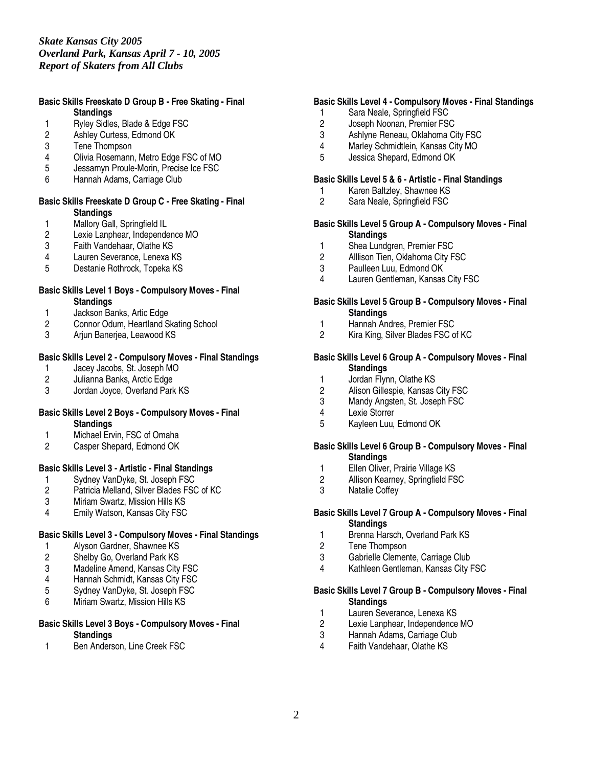*Skate Kansas City 2005*
*Overland Park, Kansas April 7 - 10, 2005*
*Report of Skaters from All Clubs*

**Basic Skills Freeskate D Group B - Free Skating - Final Standings**

1. Ryley Sidles, Blade & Edge FSC
2. Ashley Curtess, Edmond OK
3. Tene Thompson
4. Olivia Rosemann, Metro Edge FSC of MO
5. Jessamyn Proule-Morin, Precise Ice FSC
6. Hannah Adams, Carriage Club

**Basic Skills Freeskate D Group C - Free Skating - Final Standings**

1. Mallory Gall, Springfield IL
2. Lexie Lanphear, Independence MO
3. Faith Vandehaar, Olathe KS
4. Lauren Severance, Lenexa KS
5. Destanie Rothrock, Topeka KS

**Basic Skills Level 1 Boys - Compulsory Moves - Final Standings**

1. Jackson Banks, Artic Edge
2. Connor Odum, Heartland Skating School
3. Arjun Banerjea, Leawood KS

**Basic Skills Level 2 - Compulsory Moves - Final Standings**

1. Jacey Jacobs, St. Joseph MO
2. Julianna Banks, Arctic Edge
3. Jordan Joyce, Overland Park KS

**Basic Skills Level 2 Boys - Compulsory Moves - Final Standings**

1. Michael Ervin, FSC of Omaha
2. Casper Shepard, Edmond OK

**Basic Skills Level 3 - Artistic - Final Standings**

1. Sydney VanDyke, St. Joseph FSC
2. Patricia Melland, Silver Blades FSC of KC
3. Miriam Swartz, Mission Hills KS
4. Emily Watson, Kansas City FSC

**Basic Skills Level 3 - Compulsory Moves - Final Standings**

1. Alyson Gardner, Shawnee KS
2. Shelby Go, Overland Park KS
3. Madeline Amend, Kansas City FSC
4. Hannah Schmidt, Kansas City FSC
5. Sydney VanDyke, St. Joseph FSC
6. Miriam Swartz, Mission Hills KS

**Basic Skills Level 3 Boys - Compulsory Moves - Final Standings**

1. Ben Anderson, Line Creek FSC

**Basic Skills Level 4 - Compulsory Moves - Final Standings**

1. Sara Neale, Springfield FSC
2. Joseph Noonan, Premier FSC
3. Ashlyne Reneau, Oklahoma City FSC
4. Marley Schmidtlein, Kansas City MO
5. Jessica Shepard, Edmond OK

**Basic Skills Level 5 & 6 - Artistic - Final Standings**

1. Karen Baltzley, Shawnee KS
2. Sara Neale, Springfield FSC

**Basic Skills Level 5 Group A - Compulsory Moves - Final Standings**

1. Shea Lundgren, Premier FSC
2. Alllison Tien, Oklahoma City FSC
3. Paulleen Luu, Edmond OK
4. Lauren Gentleman, Kansas City FSC

**Basic Skills Level 5 Group B - Compulsory Moves - Final Standings**

1. Hannah Andres, Premier FSC
2. Kira King, Silver Blades FSC of KC

**Basic Skills Level 6 Group A - Compulsory Moves - Final Standings**

1. Jordan Flynn, Olathe KS
2. Alison Gillespie, Kansas City FSC
3. Mandy Angsten, St. Joseph FSC
4. Lexie Storrer
5. Kayleen Luu, Edmond OK

**Basic Skills Level 6 Group B - Compulsory Moves - Final Standings**

1. Ellen Oliver, Prairie Village KS
2. Allison Kearney, Springfield FSC
3. Natalie Coffey

**Basic Skills Level 7 Group A - Compulsory Moves - Final Standings**

1. Brenna Harsch, Overland Park KS
2. Tene Thompson
3. Gabrielle Clemente, Carriage Club
4. Kathleen Gentleman, Kansas City FSC

**Basic Skills Level 7 Group B - Compulsory Moves - Final Standings**

1. Lauren Severance, Lenexa KS
2. Lexie Lanphear, Independence MO
3. Hannah Adams, Carriage Club
4. Faith Vandehaar, Olathe KS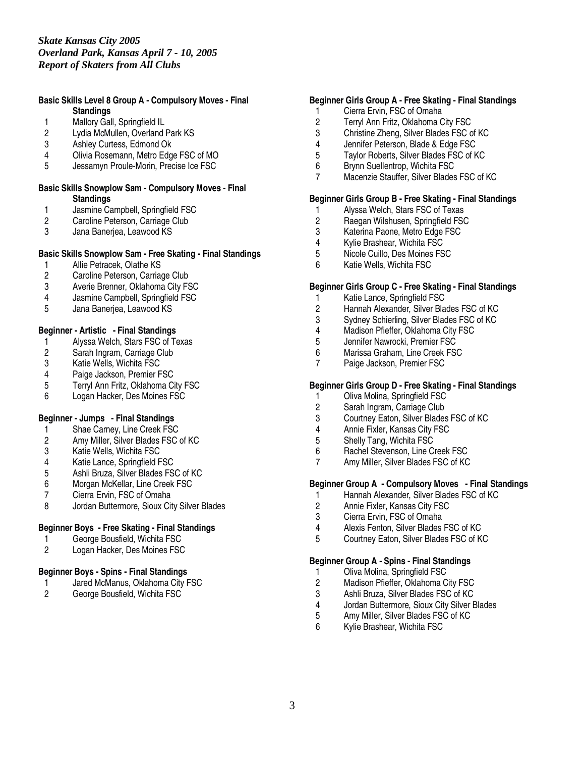*Skate Kansas City 2005*
*Overland Park, Kansas April 7 - 10, 2005*
*Report of Skaters from All Clubs*

**Basic Skills Level 8 Group A - Compulsory Moves - Final Standings**

1. Mallory Gall, Springfield IL
2. Lydia McMullen, Overland Park KS
3. Ashley Curtess, Edmond Ok
4. Olivia Rosemann, Metro Edge FSC of MO
5. Jessamyn Proule-Morin, Precise Ice FSC

**Basic Skills Snowplow Sam - Compulsory Moves - Final Standings**

1. Jasmine Campbell, Springfield FSC
2. Caroline Peterson, Carriage Club
3. Jana Banerjea, Leawood KS

**Basic Skills Snowplow Sam - Free Skating - Final Standings**

1. Allie Petracek, Olathe KS
2. Caroline Peterson, Carriage Club
3. Averie Brenner, Oklahoma City FSC
4. Jasmine Campbell, Springfield FSC
5. Jana Banerjea, Leawood KS

**Beginner - Artistic - Final Standings**

1. Alyssa Welch, Stars FSC of Texas
2. Sarah Ingram, Carriage Club
3. Katie Wells, Wichita FSC
4. Paige Jackson, Premier FSC
5. Terryl Ann Fritz, Oklahoma City FSC
6. Logan Hacker, Des Moines FSC

**Beginner - Jumps - Final Standings**

1. Shae Carney, Line Creek FSC
2. Amy Miller, Silver Blades FSC of KC
3. Katie Wells, Wichita FSC
4. Katie Lance, Springfield FSC
5. Ashli Bruza, Silver Blades FSC of KC
6. Morgan McKellar, Line Creek FSC
7. Cierra Ervin, FSC of Omaha
8. Jordan Buttermore, Sioux City Silver Blades

**Beginner Boys - Free Skating - Final Standings**

1. George Bousfield, Wichita FSC
2. Logan Hacker, Des Moines FSC

**Beginner Boys - Spins - Final Standings**

1. Jared McManus, Oklahoma City FSC
2. George Bousfield, Wichita FSC

**Beginner Girls Group A - Free Skating - Final Standings**

1. Cierra Ervin, FSC of Omaha
2. Terryl Ann Fritz, Oklahoma City FSC
3. Christine Zheng, Silver Blades FSC of KC
4. Jennifer Peterson, Blade & Edge FSC
5. Taylor Roberts, Silver Blades FSC of KC
6. Brynn Suellentrop, Wichita FSC
7. Macenzie Stauffer, Silver Blades FSC of KC

**Beginner Girls Group B - Free Skating - Final Standings**

1. Alyssa Welch, Stars FSC of Texas
2. Raegan Wilshusen, Springfield FSC
3. Katerina Paone, Metro Edge FSC
4. Kylie Brashear, Wichita FSC
5. Nicole Cuillo, Des Moines FSC
6. Katie Wells, Wichita FSC

**Beginner Girls Group C - Free Skating - Final Standings**

1. Katie Lance, Springfield FSC
2. Hannah Alexander, Silver Blades FSC of KC
3. Sydney Schierling, Silver Blades FSC of KC
4. Madison Pfieffer, Oklahoma City FSC
5. Jennifer Nawrocki, Premier FSC
6. Marissa Graham, Line Creek FSC
7. Paige Jackson, Premier FSC

**Beginner Girls Group D - Free Skating - Final Standings**

1. Oliva Molina, Springfield FSC
2. Sarah Ingram, Carriage Club
3. Courtney Eaton, Silver Blades FSC of KC
4. Annie Fixler, Kansas City FSC
5. Shelly Tang, Wichita FSC
6. Rachel Stevenson, Line Creek FSC
7. Amy Miller, Silver Blades FSC of KC

**Beginner Group A - Compulsory Moves - Final Standings**

1. Hannah Alexander, Silver Blades FSC of KC
2. Annie Fixler, Kansas City FSC
3. Cierra Ervin, FSC of Omaha
4. Alexis Fenton, Silver Blades FSC of KC
5. Courtney Eaton, Silver Blades FSC of KC

**Beginner Group A - Spins - Final Standings**

1. Oliva Molina, Springfield FSC
2. Madison Pfieffer, Oklahoma City FSC
3. Ashli Bruza, Silver Blades FSC of KC
4. Jordan Buttermore, Sioux City Silver Blades
5. Amy Miller, Silver Blades FSC of KC
6. Kylie Brashear, Wichita FSC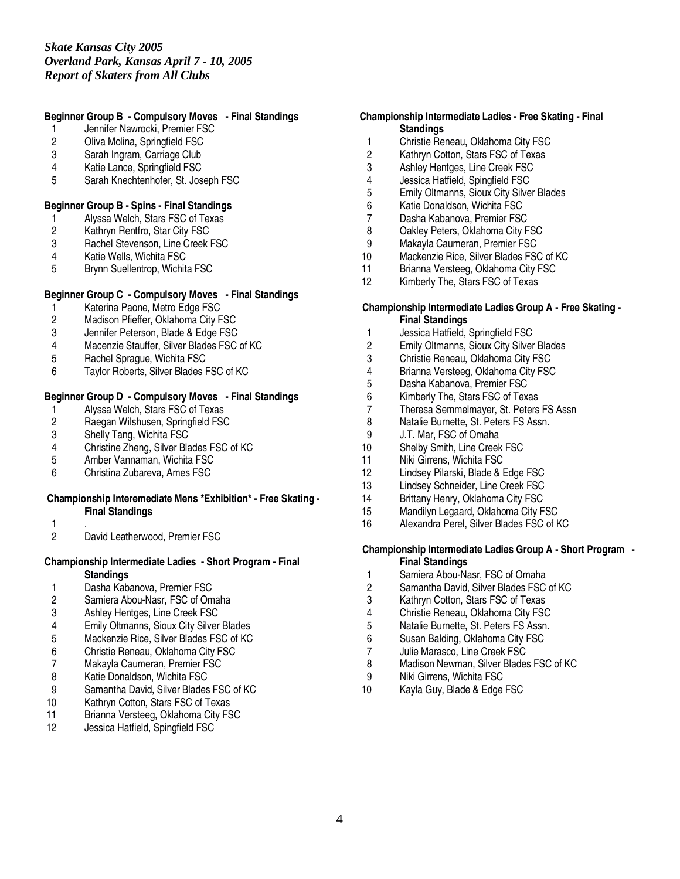*Skate Kansas City 2005*
*Overland Park, Kansas April 7 - 10, 2005*
*Report of Skaters from All Clubs*

**Beginner Group B - Compulsory Moves - Final Standings**

1. Jennifer Nawrocki, Premier FSC
2. Oliva Molina, Springfield FSC
3. Sarah Ingram, Carriage Club
4. Katie Lance, Springfield FSC
5. Sarah Knechtenhofer, St. Joseph FSC

**Beginner Group B - Spins - Final Standings**

1. Alyssa Welch, Stars FSC of Texas
2. Kathryn Rentfro, Star City FSC
3. Rachel Stevenson, Line Creek FSC
4. Katie Wells, Wichita FSC
5. Brynn Suellentrop, Wichita FSC

**Beginner Group C - Compulsory Moves - Final Standings**

1. Katerina Paone, Metro Edge FSC
2. Madison Pfieffer, Oklahoma City FSC
3. Jennifer Peterson, Blade & Edge FSC
4. Macenzie Stauffer, Silver Blades FSC of KC
5. Rachel Sprague, Wichita FSC
6. Taylor Roberts, Silver Blades FSC of KC

**Beginner Group D - Compulsory Moves - Final Standings**

1. Alyssa Welch, Stars FSC of Texas
2. Raegan Wilshusen, Springfield FSC
3. Shelly Tang, Wichita FSC
4. Christine Zheng, Silver Blades FSC of KC
5. Amber Vannaman, Wichita FSC
6. Christina Zubareva, Ames FSC

**Championship Interemediate Mens *Exhibition* - Free Skating - Final Standings**

1. .
2. David Leatherwood, Premier FSC

**Championship Intermediate Ladies - Short Program - Final Standings**

1. Dasha Kabanova, Premier FSC
2. Samiera Abou-Nasr, FSC of Omaha
3. Ashley Hentges, Line Creek FSC
4. Emily Oltmanns, Sioux City Silver Blades
5. Mackenzie Rice, Silver Blades FSC of KC
6. Christie Reneau, Oklahoma City FSC
7. Makayla Caumeran, Premier FSC
8. Katie Donaldson, Wichita FSC
9. Samantha David, Silver Blades FSC of KC
10. Kathryn Cotton, Stars FSC of Texas
11. Brianna Versteeg, Oklahoma City FSC
12. Jessica Hatfield, Spingfield FSC

**Championship Intermediate Ladies - Free Skating - Final Standings**

1. Christie Reneau, Oklahoma City FSC
2. Kathryn Cotton, Stars FSC of Texas
3. Ashley Hentges, Line Creek FSC
4. Jessica Hatfield, Spingfield FSC
5. Emily Oltmanns, Sioux City Silver Blades
6. Katie Donaldson, Wichita FSC
7. Dasha Kabanova, Premier FSC
8. Oakley Peters, Oklahoma City FSC
9. Makayla Caumeran, Premier FSC
10. Mackenzie Rice, Silver Blades FSC of KC
11. Brianna Versteeg, Oklahoma City FSC
12. Kimberly The, Stars FSC of Texas

**Championship Intermediate Ladies Group A - Free Skating - Final Standings**

1. Jessica Hatfield, Springfield FSC
2. Emily Oltmanns, Sioux City Silver Blades
3. Christie Reneau, Oklahoma City FSC
4. Brianna Versteeg, Oklahoma City FSC
5. Dasha Kabanova, Premier FSC
6. Kimberly The, Stars FSC of Texas
7. Theresa Semmelmayer, St. Peters FS Assn
8. Natalie Burnette, St. Peters FS Assn.
9. J.T. Mar, FSC of Omaha
10. Shelby Smith, Line Creek FSC
11. Niki Girrens, Wichita FSC
12. Lindsey Pilarski, Blade & Edge FSC
13. Lindsey Schneider, Line Creek FSC
14. Brittany Henry, Oklahoma City FSC
15. Mandilyn Legaard, Oklahoma City FSC
16. Alexandra Perel, Silver Blades FSC of KC

**Championship Intermediate Ladies Group A - Short Program - Final Standings**

1. Samiera Abou-Nasr, FSC of Omaha
2. Samantha David, Silver Blades FSC of KC
3. Kathryn Cotton, Stars FSC of Texas
4. Christie Reneau, Oklahoma City FSC
5. Natalie Burnette, St. Peters FS Assn.
6. Susan Balding, Oklahoma City FSC
7. Julie Marasco, Line Creek FSC
8. Madison Newman, Silver Blades FSC of KC
9. Niki Girrens, Wichita FSC
10. Kayla Guy, Blade & Edge FSC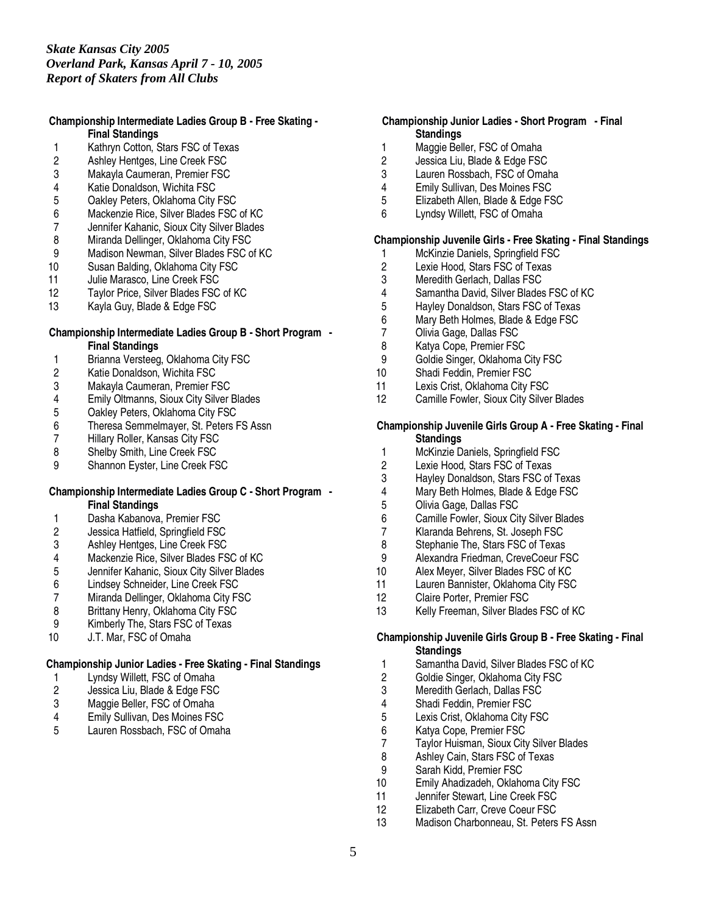*Skate Kansas City 2005*
*Overland Park, Kansas April 7 - 10, 2005*
*Report of Skaters from All Clubs*

**Championship Intermediate Ladies Group B - Free Skating - Final Standings**

1 Kathryn Cotton, Stars FSC of Texas
2 Ashley Hentges, Line Creek FSC
3 Makayla Caumeran, Premier FSC
4 Katie Donaldson, Wichita FSC
5 Oakley Peters, Oklahoma City FSC
6 Mackenzie Rice, Silver Blades FSC of KC
7 Jennifer Kahanic, Sioux City Silver Blades
8 Miranda Dellinger, Oklahoma City FSC
9 Madison Newman, Silver Blades FSC of KC
10 Susan Balding, Oklahoma City FSC
11 Julie Marasco, Line Creek FSC
12 Taylor Price, Silver Blades FSC of KC
13 Kayla Guy, Blade & Edge FSC

**Championship Intermediate Ladies Group B - Short Program - Final Standings**

1 Brianna Versteeg, Oklahoma City FSC
2 Katie Donaldson, Wichita FSC
3 Makayla Caumeran, Premier FSC
4 Emily Oltmanns, Sioux City Silver Blades
5 Oakley Peters, Oklahoma City FSC
6 Theresa Semmelmayer, St. Peters FS Assn
7 Hillary Roller, Kansas City FSC
8 Shelby Smith, Line Creek FSC
9 Shannon Eyster, Line Creek FSC

**Championship Intermediate Ladies Group C - Short Program - Final Standings**

1 Dasha Kabanova, Premier FSC
2 Jessica Hatfield, Springfield FSC
3 Ashley Hentges, Line Creek FSC
4 Mackenzie Rice, Silver Blades FSC of KC
5 Jennifer Kahanic, Sioux City Silver Blades
6 Lindsey Schneider, Line Creek FSC
7 Miranda Dellinger, Oklahoma City FSC
8 Brittany Henry, Oklahoma City FSC
9 Kimberly The, Stars FSC of Texas
10 J.T. Mar, FSC of Omaha

**Championship Junior Ladies - Free Skating - Final Standings**

1 Lyndsy Willett, FSC of Omaha
2 Jessica Liu, Blade & Edge FSC
3 Maggie Beller, FSC of Omaha
4 Emily Sullivan, Des Moines FSC
5 Lauren Rossbach, FSC of Omaha

**Championship Junior Ladies - Short Program - Final Standings**

1 Maggie Beller, FSC of Omaha
2 Jessica Liu, Blade & Edge FSC
3 Lauren Rossbach, FSC of Omaha
4 Emily Sullivan, Des Moines FSC
5 Elizabeth Allen, Blade & Edge FSC
6 Lyndsy Willett, FSC of Omaha

**Championship Juvenile Girls - Free Skating - Final Standings**

1 McKinzie Daniels, Springfield FSC
2 Lexie Hood, Stars FSC of Texas
3 Meredith Gerlach, Dallas FSC
4 Samantha David, Silver Blades FSC of KC
5 Hayley Donaldson, Stars FSC of Texas
6 Mary Beth Holmes, Blade & Edge FSC
7 Olivia Gage, Dallas FSC
8 Katya Cope, Premier FSC
9 Goldie Singer, Oklahoma City FSC
10 Shadi Feddin, Premier FSC
11 Lexis Crist, Oklahoma City FSC
12 Camille Fowler, Sioux City Silver Blades

**Championship Juvenile Girls Group A - Free Skating - Final Standings**

1 McKinzie Daniels, Springfield FSC
2 Lexie Hood, Stars FSC of Texas
3 Hayley Donaldson, Stars FSC of Texas
4 Mary Beth Holmes, Blade & Edge FSC
5 Olivia Gage, Dallas FSC
6 Camille Fowler, Sioux City Silver Blades
7 Klaranda Behrens, St. Joseph FSC
8 Stephanie The, Stars FSC of Texas
9 Alexandra Friedman, CreveCoeur FSC
10 Alex Meyer, Silver Blades FSC of KC
11 Lauren Bannister, Oklahoma City FSC
12 Claire Porter, Premier FSC
13 Kelly Freeman, Silver Blades FSC of KC

**Championship Juvenile Girls Group B - Free Skating - Final Standings**

1 Samantha David, Silver Blades FSC of KC
2 Goldie Singer, Oklahoma City FSC
3 Meredith Gerlach, Dallas FSC
4 Shadi Feddin, Premier FSC
5 Lexis Crist, Oklahoma City FSC
6 Katya Cope, Premier FSC
7 Taylor Huisman, Sioux City Silver Blades
8 Ashley Cain, Stars FSC of Texas
9 Sarah Kidd, Premier FSC
10 Emily Ahadizadeh, Oklahoma City FSC
11 Jennifer Stewart, Line Creek FSC
12 Elizabeth Carr, Creve Coeur FSC
13 Madison Charbonneau, St. Peters FS Assn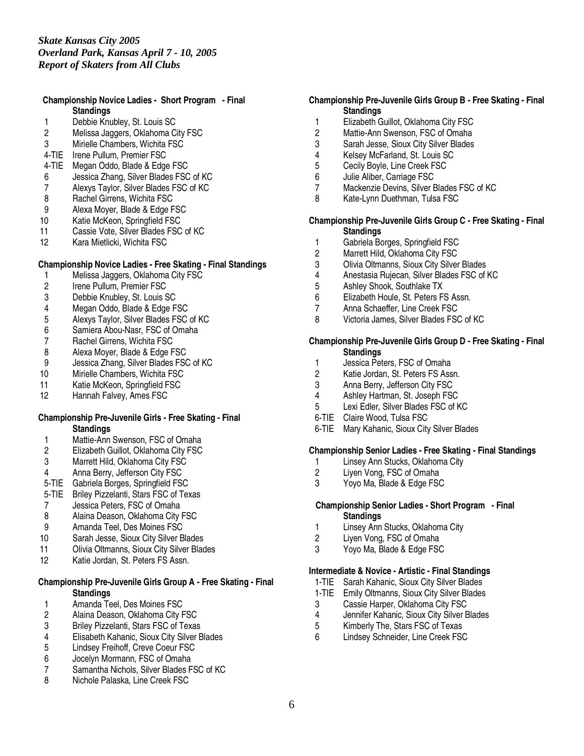*Skate Kansas City 2005*
*Overland Park, Kansas April 7 - 10, 2005*
*Report of Skaters from All Clubs*

### Championship Novice Ladies - Short Program - Final Standings

1 Debbie Knubley, St. Louis SC
2 Melissa Jaggers, Oklahoma City FSC
3 Mirielle Chambers, Wichita FSC
4-TIE Irene Pullum, Premier FSC
4-TIE Megan Oddo, Blade & Edge FSC
6 Jessica Zhang, Silver Blades FSC of KC
7 Alexys Taylor, Silver Blades FSC of KC
8 Rachel Girrens, Wichita FSC
9 Alexa Moyer, Blade & Edge FSC
10 Katie McKeon, Springfield FSC
11 Cassie Vote, Silver Blades FSC of KC
12 Kara Mietlicki, Wichita FSC

### Championship Novice Ladies - Free Skating - Final Standings

1 Melissa Jaggers, Oklahoma City FSC
2 Irene Pullum, Premier FSC
3 Debbie Knubley, St. Louis SC
4 Megan Oddo, Blade & Edge FSC
5 Alexys Taylor, Silver Blades FSC of KC
6 Samiera Abou-Nasr, FSC of Omaha
7 Rachel Girrens, Wichita FSC
8 Alexa Moyer, Blade & Edge FSC
9 Jessica Zhang, Silver Blades FSC of KC
10 Mirielle Chambers, Wichita FSC
11 Katie McKeon, Springfield FSC
12 Hannah Falvey, Ames FSC

### Championship Pre-Juvenile Girls - Free Skating - Final Standings

1 Mattie-Ann Swenson, FSC of Omaha
2 Elizabeth Guillot, Oklahoma City FSC
3 Marrett Hild, Oklahoma City FSC
4 Anna Berry, Jefferson City FSC
5-TIE Gabriela Borges, Springfield FSC
5-TIE Briley Pizzelanti, Stars FSC of Texas
7 Jessica Peters, FSC of Omaha
8 Alaina Deason, Oklahoma City FSC
9 Amanda Teel, Des Moines FSC
10 Sarah Jesse, Sioux City Silver Blades
11 Olivia Oltmanns, Sioux City Silver Blades
12 Katie Jordan, St. Peters FS Assn.

### Championship Pre-Juvenile Girls Group A - Free Skating - Final Standings

1 Amanda Teel, Des Moines FSC
2 Alaina Deason, Oklahoma City FSC
3 Briley Pizzelanti, Stars FSC of Texas
4 Elisabeth Kahanic, Sioux City Silver Blades
5 Lindsey Freihoff, Creve Coeur FSC
6 Jocelyn Mormann, FSC of Omaha
7 Samantha Nichols, Silver Blades FSC of KC
8 Nichole Palaska, Line Creek FSC

### Championship Pre-Juvenile Girls Group B - Free Skating - Final Standings

1 Elizabeth Guillot, Oklahoma City FSC
2 Mattie-Ann Swenson, FSC of Omaha
3 Sarah Jesse, Sioux City Silver Blades
4 Kelsey McFarland, St. Louis SC
5 Cecily Boyle, Line Creek FSC
6 Julie Aliber, Carriage FSC
7 Mackenzie Devins, Silver Blades FSC of KC
8 Kate-Lynn Duethman, Tulsa FSC

### Championship Pre-Juvenile Girls Group C - Free Skating - Final Standings

1 Gabriela Borges, Springfield FSC
2 Marrett Hild, Oklahoma City FSC
3 Olivia Oltmanns, Sioux City Silver Blades
4 Anestasia Rujecan, Silver Blades FSC of KC
5 Ashley Shook, Southlake TX
6 Elizabeth Houle, St. Peters FS Assn.
7 Anna Schaeffer, Line Creek FSC
8 Victoria James, Silver Blades FSC of KC

### Championship Pre-Juvenile Girls Group D - Free Skating - Final Standings

1 Jessica Peters, FSC of Omaha
2 Katie Jordan, St. Peters FS Assn.
3 Anna Berry, Jefferson City FSC
4 Ashley Hartman, St. Joseph FSC
5 Lexi Edler, Silver Blades FSC of KC
6-TIE Claire Wood, Tulsa FSC
6-TIE Mary Kahanic, Sioux City Silver Blades

### Championship Senior Ladies - Free Skating - Final Standings

1 Linsey Ann Stucks, Oklahoma City
2 Liyen Vong, FSC of Omaha
3 Yoyo Ma, Blade & Edge FSC

### Championship Senior Ladies - Short Program - Final Standings

1 Linsey Ann Stucks, Oklahoma City
2 Liyen Vong, FSC of Omaha
3 Yoyo Ma, Blade & Edge FSC

### Intermediate & Novice - Artistic - Final Standings

1-TIE Sarah Kahanic, Sioux City Silver Blades
1-TIE Emily Oltmanns, Sioux City Silver Blades
3 Cassie Harper, Oklahoma City FSC
4 Jennifer Kahanic, Sioux City Silver Blades
5 Kimberly The, Stars FSC of Texas
6 Lindsey Schneider, Line Creek FSC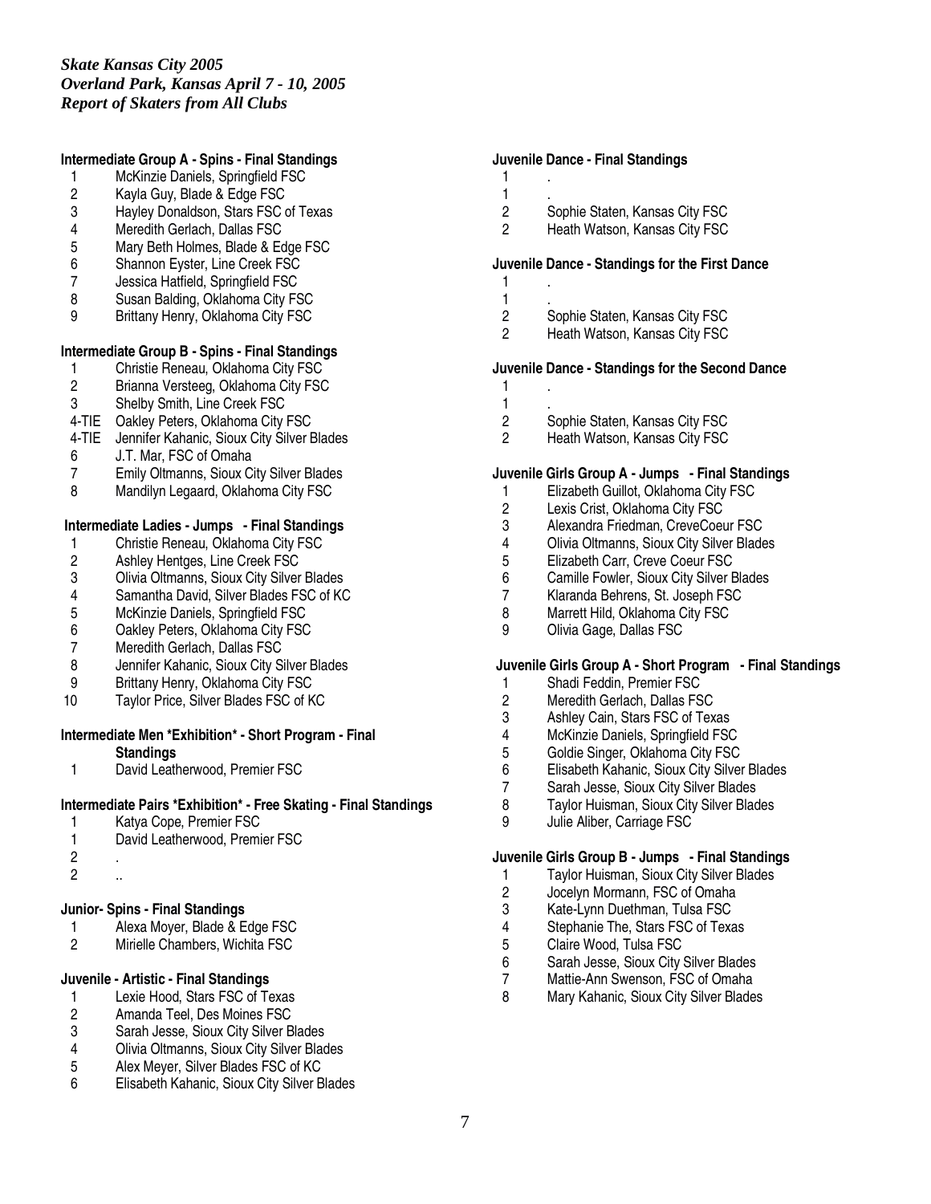*Skate Kansas City 2005*
*Overland Park, Kansas April 7 - 10, 2005*
*Report of Skaters from All Clubs*

**Intermediate Group A - Spins - Final Standings**

1 McKinzie Daniels, Springfield FSC
2 Kayla Guy, Blade & Edge FSC
3 Hayley Donaldson, Stars FSC of Texas
4 Meredith Gerlach, Dallas FSC
5 Mary Beth Holmes, Blade & Edge FSC
6 Shannon Eyster, Line Creek FSC
7 Jessica Hatfield, Springfield FSC
8 Susan Balding, Oklahoma City FSC
9 Brittany Henry, Oklahoma City FSC

**Intermediate Group B - Spins - Final Standings**

1 Christie Reneau, Oklahoma City FSC
2 Brianna Versteeg, Oklahoma City FSC
3 Shelby Smith, Line Creek FSC
4-TIE Oakley Peters, Oklahoma City FSC
4-TIE Jennifer Kahanic, Sioux City Silver Blades
6 J.T. Mar, FSC of Omaha
7 Emily Oltmanns, Sioux City Silver Blades
8 Mandilyn Legaard, Oklahoma City FSC

**Intermediate Ladies - Jumps - Final Standings**

1 Christie Reneau, Oklahoma City FSC
2 Ashley Hentges, Line Creek FSC
3 Olivia Oltmanns, Sioux City Silver Blades
4 Samantha David, Silver Blades FSC of KC
5 McKinzie Daniels, Springfield FSC
6 Oakley Peters, Oklahoma City FSC
7 Meredith Gerlach, Dallas FSC
8 Jennifer Kahanic, Sioux City Silver Blades
9 Brittany Henry, Oklahoma City FSC
10 Taylor Price, Silver Blades FSC of KC

**Intermediate Men *Exhibition* - Short Program - Final Standings**

1 David Leatherwood, Premier FSC

**Intermediate Pairs *Exhibition* - Free Skating - Final Standings**

1 Katya Cope, Premier FSC
1 David Leatherwood, Premier FSC
2 .
2 ..

**Junior- Spins - Final Standings**

1 Alexa Moyer, Blade & Edge FSC
2 Mirielle Chambers, Wichita FSC

**Juvenile - Artistic - Final Standings**

1 Lexie Hood, Stars FSC of Texas
2 Amanda Teel, Des Moines FSC
3 Sarah Jesse, Sioux City Silver Blades
4 Olivia Oltmanns, Sioux City Silver Blades
5 Alex Meyer, Silver Blades FSC of KC
6 Elisabeth Kahanic, Sioux City Silver Blades

**Juvenile Dance - Final Standings**

1 .
1 .
2 Sophie Staten, Kansas City FSC
2 Heath Watson, Kansas City FSC

**Juvenile Dance - Standings for the First Dance**

1 .
1 .
2 Sophie Staten, Kansas City FSC
2 Heath Watson, Kansas City FSC

**Juvenile Dance - Standings for the Second Dance**

1 .
1 .
2 Sophie Staten, Kansas City FSC
2 Heath Watson, Kansas City FSC

**Juvenile Girls Group A - Jumps - Final Standings**

1 Elizabeth Guillot, Oklahoma City FSC
2 Lexis Crist, Oklahoma City FSC
3 Alexandra Friedman, CreveCoeur FSC
4 Olivia Oltmanns, Sioux City Silver Blades
5 Elizabeth Carr, Creve Coeur FSC
6 Camille Fowler, Sioux City Silver Blades
7 Klaranda Behrens, St. Joseph FSC
8 Marrett Hild, Oklahoma City FSC
9 Olivia Gage, Dallas FSC

**Juvenile Girls Group A - Short Program - Final Standings**

1 Shadi Feddin, Premier FSC
2 Meredith Gerlach, Dallas FSC
3 Ashley Cain, Stars FSC of Texas
4 McKinzie Daniels, Springfield FSC
5 Goldie Singer, Oklahoma City FSC
6 Elisabeth Kahanic, Sioux City Silver Blades
7 Sarah Jesse, Sioux City Silver Blades
8 Taylor Huisman, Sioux City Silver Blades
9 Julie Aliber, Carriage FSC

**Juvenile Girls Group B - Jumps - Final Standings**

1 Taylor Huisman, Sioux City Silver Blades
2 Jocelyn Mormann, FSC of Omaha
3 Kate-Lynn Duethman, Tulsa FSC
4 Stephanie The, Stars FSC of Texas
5 Claire Wood, Tulsa FSC
6 Sarah Jesse, Sioux City Silver Blades
7 Mattie-Ann Swenson, FSC of Omaha
8 Mary Kahanic, Sioux City Silver Blades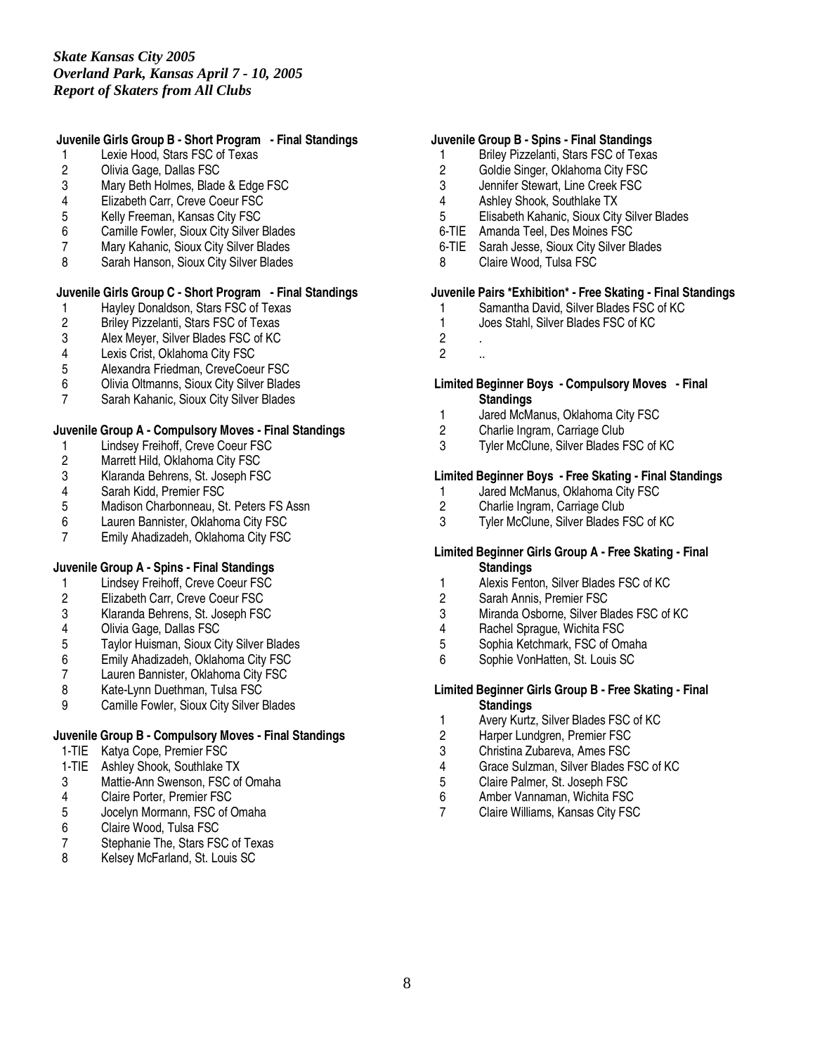*Skate Kansas City 2005*
*Overland Park, Kansas April 7 - 10, 2005*
*Report of Skaters from All Clubs*

**Juvenile Girls Group B - Short Program - Final Standings**

1 Lexie Hood, Stars FSC of Texas
2 Olivia Gage, Dallas FSC
3 Mary Beth Holmes, Blade & Edge FSC
4 Elizabeth Carr, Creve Coeur FSC
5 Kelly Freeman, Kansas City FSC
6 Camille Fowler, Sioux City Silver Blades
7 Mary Kahanic, Sioux City Silver Blades
8 Sarah Hanson, Sioux City Silver Blades

**Juvenile Girls Group C - Short Program - Final Standings**

1 Hayley Donaldson, Stars FSC of Texas
2 Briley Pizzelanti, Stars FSC of Texas
3 Alex Meyer, Silver Blades FSC of KC
4 Lexis Crist, Oklahoma City FSC
5 Alexandra Friedman, CreveCoeur FSC
6 Olivia Oltmanns, Sioux City Silver Blades
7 Sarah Kahanic, Sioux City Silver Blades

**Juvenile Group A - Compulsory Moves - Final Standings**

1 Lindsey Freihoff, Creve Coeur FSC
2 Marrett Hild, Oklahoma City FSC
3 Klaranda Behrens, St. Joseph FSC
4 Sarah Kidd, Premier FSC
5 Madison Charbonneau, St. Peters FS Assn
6 Lauren Bannister, Oklahoma City FSC
7 Emily Ahadizadeh, Oklahoma City FSC

**Juvenile Group A - Spins - Final Standings**

1 Lindsey Freihoff, Creve Coeur FSC
2 Elizabeth Carr, Creve Coeur FSC
3 Klaranda Behrens, St. Joseph FSC
4 Olivia Gage, Dallas FSC
5 Taylor Huisman, Sioux City Silver Blades
6 Emily Ahadizadeh, Oklahoma City FSC
7 Lauren Bannister, Oklahoma City FSC
8 Kate-Lynn Duethman, Tulsa FSC
9 Camille Fowler, Sioux City Silver Blades

**Juvenile Group B - Compulsory Moves - Final Standings**

1-TIE Katya Cope, Premier FSC
1-TIE Ashley Shook, Southlake TX
3 Mattie-Ann Swenson, FSC of Omaha
4 Claire Porter, Premier FSC
5 Jocelyn Mormann, FSC of Omaha
6 Claire Wood, Tulsa FSC
7 Stephanie The, Stars FSC of Texas
8 Kelsey McFarland, St. Louis SC

**Juvenile Group B - Spins - Final Standings**

1 Briley Pizzelanti, Stars FSC of Texas
2 Goldie Singer, Oklahoma City FSC
3 Jennifer Stewart, Line Creek FSC
4 Ashley Shook, Southlake TX
5 Elisabeth Kahanic, Sioux City Silver Blades
6-TIE Amanda Teel, Des Moines FSC
6-TIE Sarah Jesse, Sioux City Silver Blades
8 Claire Wood, Tulsa FSC

**Juvenile Pairs *Exhibition* - Free Skating - Final Standings**

1 Samantha David, Silver Blades FSC of KC
1 Joes Stahl, Silver Blades FSC of KC
2 .
2 ..

**Limited Beginner Boys - Compulsory Moves - Final Standings**

1 Jared McManus, Oklahoma City FSC
2 Charlie Ingram, Carriage Club
3 Tyler McClune, Silver Blades FSC of KC

**Limited Beginner Boys - Free Skating - Final Standings**

1 Jared McManus, Oklahoma City FSC
2 Charlie Ingram, Carriage Club
3 Tyler McClune, Silver Blades FSC of KC

**Limited Beginner Girls Group A - Free Skating - Final Standings**

1 Alexis Fenton, Silver Blades FSC of KC
2 Sarah Annis, Premier FSC
3 Miranda Osborne, Silver Blades FSC of KC
4 Rachel Sprague, Wichita FSC
5 Sophia Ketchmark, FSC of Omaha
6 Sophie VonHatten, St. Louis SC

**Limited Beginner Girls Group B - Free Skating - Final Standings**

1 Avery Kurtz, Silver Blades FSC of KC
2 Harper Lundgren, Premier FSC
3 Christina Zubareva, Ames FSC
4 Grace Sulzman, Silver Blades FSC of KC
5 Claire Palmer, St. Joseph FSC
6 Amber Vannaman, Wichita FSC
7 Claire Williams, Kansas City FSC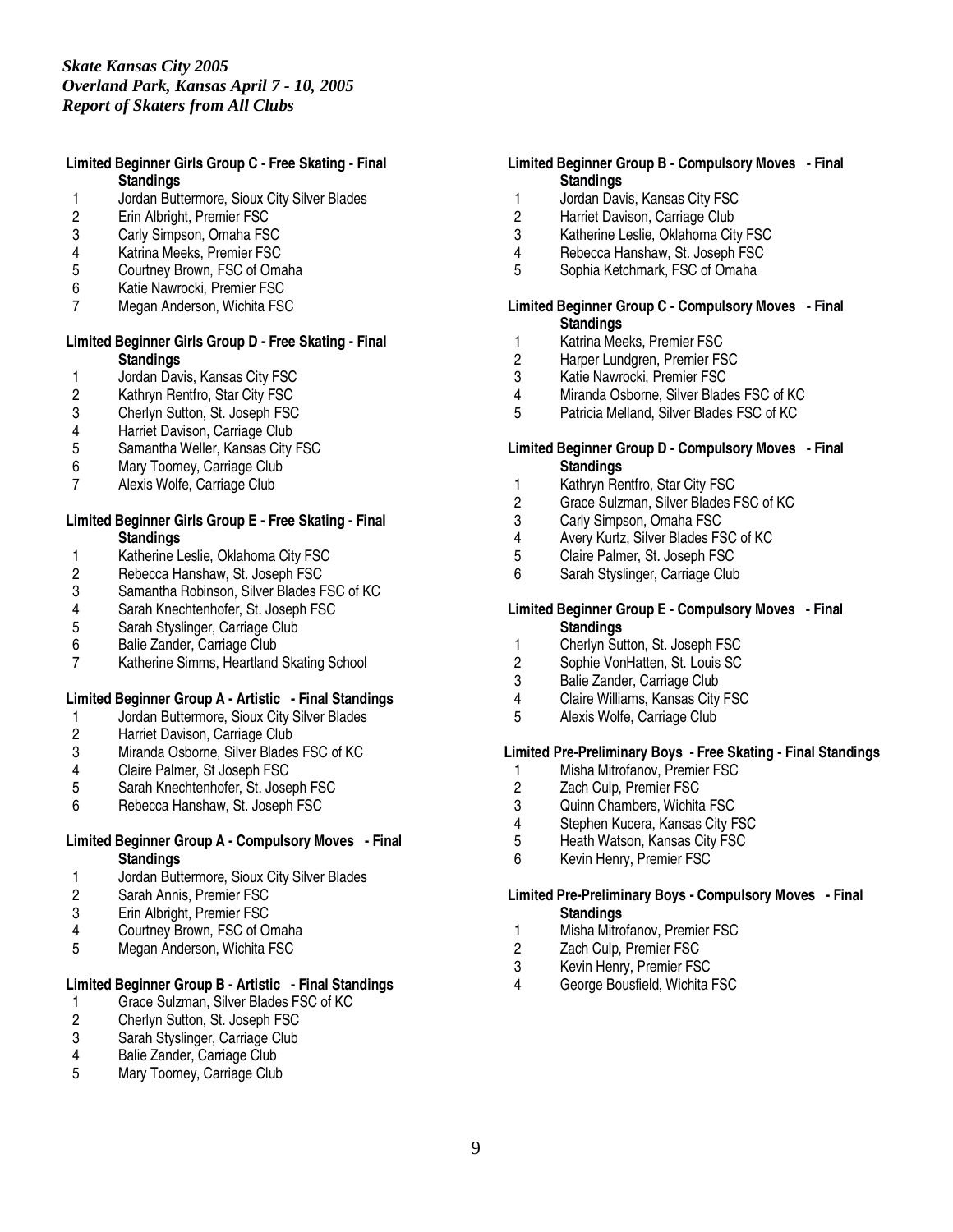*Skate Kansas City 2005*
*Overland Park, Kansas April 7 - 10, 2005*
*Report of Skaters from All Clubs*

**Limited Beginner Girls Group C - Free Skating - Final Standings**

1 Jordan Buttermore, Sioux City Silver Blades
2 Erin Albright, Premier FSC
3 Carly Simpson, Omaha FSC
4 Katrina Meeks, Premier FSC
5 Courtney Brown, FSC of Omaha
6 Katie Nawrocki, Premier FSC
7 Megan Anderson, Wichita FSC

**Limited Beginner Girls Group D - Free Skating - Final Standings**

1 Jordan Davis, Kansas City FSC
2 Kathryn Rentfro, Star City FSC
3 Cherlyn Sutton, St. Joseph FSC
4 Harriet Davison, Carriage Club
5 Samantha Weller, Kansas City FSC
6 Mary Toomey, Carriage Club
7 Alexis Wolfe, Carriage Club

**Limited Beginner Girls Group E - Free Skating - Final Standings**

1 Katherine Leslie, Oklahoma City FSC
2 Rebecca Hanshaw, St. Joseph FSC
3 Samantha Robinson, Silver Blades FSC of KC
4 Sarah Knechtenhofer, St. Joseph FSC
5 Sarah Styslinger, Carriage Club
6 Balie Zander, Carriage Club
7 Katherine Simms, Heartland Skating School

**Limited Beginner Group A - Artistic - Final Standings**

1 Jordan Buttermore, Sioux City Silver Blades
2 Harriet Davison, Carriage Club
3 Miranda Osborne, Silver Blades FSC of KC
4 Claire Palmer, St Joseph FSC
5 Sarah Knechtenhofer, St. Joseph FSC
6 Rebecca Hanshaw, St. Joseph FSC

**Limited Beginner Group A - Compulsory Moves - Final Standings**

1 Jordan Buttermore, Sioux City Silver Blades
2 Sarah Annis, Premier FSC
3 Erin Albright, Premier FSC
4 Courtney Brown, FSC of Omaha
5 Megan Anderson, Wichita FSC

**Limited Beginner Group B - Artistic - Final Standings**

1 Grace Sulzman, Silver Blades FSC of KC
2 Cherlyn Sutton, St. Joseph FSC
3 Sarah Styslinger, Carriage Club
4 Balie Zander, Carriage Club
5 Mary Toomey, Carriage Club

**Limited Beginner Group B - Compulsory Moves - Final Standings**

1 Jordan Davis, Kansas City FSC
2 Harriet Davison, Carriage Club
3 Katherine Leslie, Oklahoma City FSC
4 Rebecca Hanshaw, St. Joseph FSC
5 Sophia Ketchmark, FSC of Omaha

**Limited Beginner Group C - Compulsory Moves - Final Standings**

1 Katrina Meeks, Premier FSC
2 Harper Lundgren, Premier FSC
3 Katie Nawrocki, Premier FSC
4 Miranda Osborne, Silver Blades FSC of KC
5 Patricia Melland, Silver Blades FSC of KC

**Limited Beginner Group D - Compulsory Moves - Final Standings**

1 Kathryn Rentfro, Star City FSC
2 Grace Sulzman, Silver Blades FSC of KC
3 Carly Simpson, Omaha FSC
4 Avery Kurtz, Silver Blades FSC of KC
5 Claire Palmer, St. Joseph FSC
6 Sarah Styslinger, Carriage Club

**Limited Beginner Group E - Compulsory Moves - Final Standings**

1 Cherlyn Sutton, St. Joseph FSC
2 Sophie VonHatten, St. Louis SC
3 Balie Zander, Carriage Club
4 Claire Williams, Kansas City FSC
5 Alexis Wolfe, Carriage Club

**Limited Pre-Preliminary Boys - Free Skating - Final Standings**

1 Misha Mitrofanov, Premier FSC
2 Zach Culp, Premier FSC
3 Quinn Chambers, Wichita FSC
4 Stephen Kucera, Kansas City FSC
5 Heath Watson, Kansas City FSC
6 Kevin Henry, Premier FSC

**Limited Pre-Preliminary Boys - Compulsory Moves - Final Standings**

1 Misha Mitrofanov, Premier FSC
2 Zach Culp, Premier FSC
3 Kevin Henry, Premier FSC
4 George Bousfield, Wichita FSC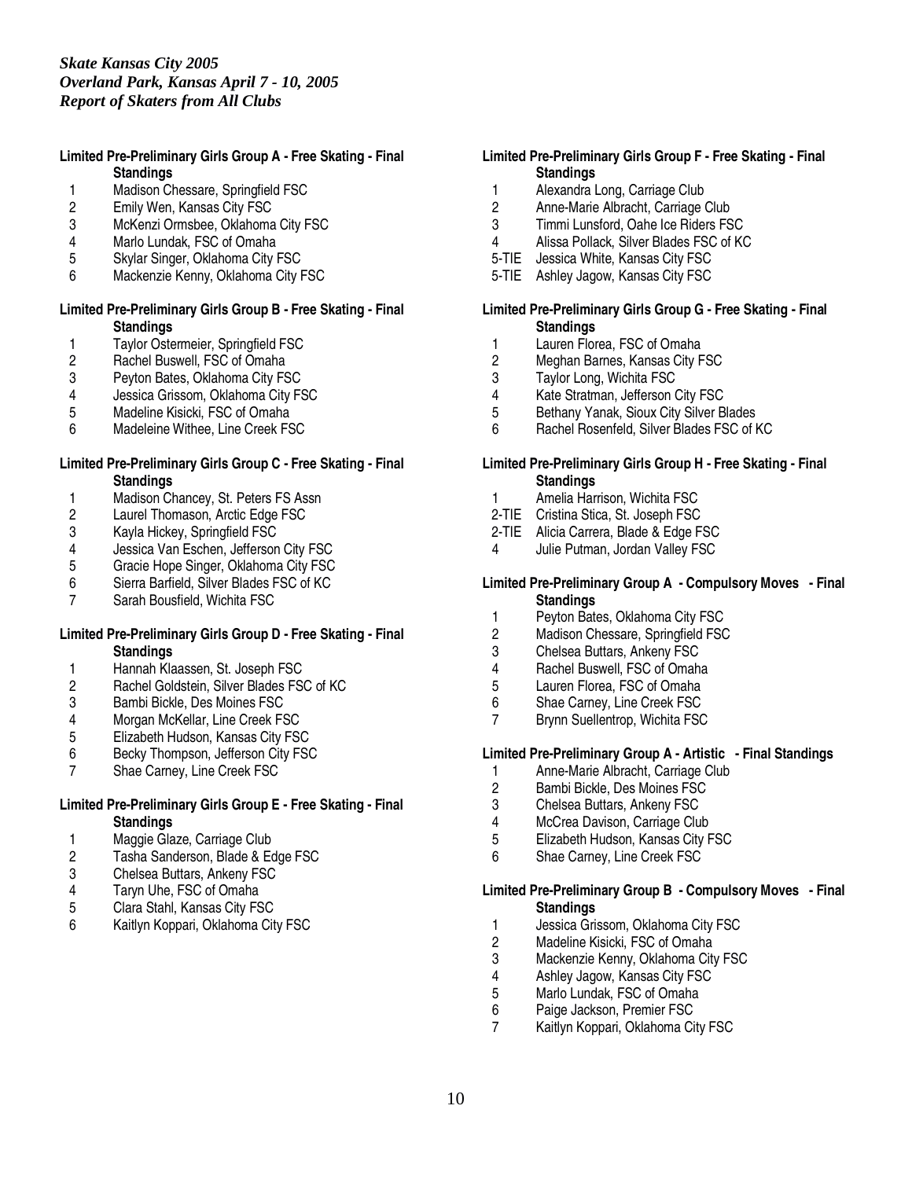*Skate Kansas City 2005*
*Overland Park, Kansas April 7 - 10, 2005*
*Report of Skaters from All Clubs*

**Limited Pre-Preliminary Girls Group A - Free Skating - Final Standings**

1 Madison Chessare, Springfield FSC
2 Emily Wen, Kansas City FSC
3 McKenzi Ormsbee, Oklahoma City FSC
4 Marlo Lundak, FSC of Omaha
5 Skylar Singer, Oklahoma City FSC
6 Mackenzie Kenny, Oklahoma City FSC

**Limited Pre-Preliminary Girls Group B - Free Skating - Final Standings**

1 Taylor Ostermeier, Springfield FSC
2 Rachel Buswell, FSC of Omaha
3 Peyton Bates, Oklahoma City FSC
4 Jessica Grissom, Oklahoma City FSC
5 Madeline Kisicki, FSC of Omaha
6 Madeleine Withee, Line Creek FSC

**Limited Pre-Preliminary Girls Group C - Free Skating - Final Standings**

1 Madison Chancey, St. Peters FS Assn
2 Laurel Thomason, Arctic Edge FSC
3 Kayla Hickey, Springfield FSC
4 Jessica Van Eschen, Jefferson City FSC
5 Gracie Hope Singer, Oklahoma City FSC
6 Sierra Barfield, Silver Blades FSC of KC
7 Sarah Bousfield, Wichita FSC

**Limited Pre-Preliminary Girls Group D - Free Skating - Final Standings**

1 Hannah Klaassen, St. Joseph FSC
2 Rachel Goldstein, Silver Blades FSC of KC
3 Bambi Bickle, Des Moines FSC
4 Morgan McKellar, Line Creek FSC
5 Elizabeth Hudson, Kansas City FSC
6 Becky Thompson, Jefferson City FSC
7 Shae Carney, Line Creek FSC

**Limited Pre-Preliminary Girls Group E - Free Skating - Final Standings**

1 Maggie Glaze, Carriage Club
2 Tasha Sanderson, Blade & Edge FSC
3 Chelsea Buttars, Ankeny FSC
4 Taryn Uhe, FSC of Omaha
5 Clara Stahl, Kansas City FSC
6 Kaitlyn Koppari, Oklahoma City FSC

**Limited Pre-Preliminary Girls Group F - Free Skating - Final Standings**

1 Alexandra Long, Carriage Club
2 Anne-Marie Albracht, Carriage Club
3 Timmi Lunsford, Oahe Ice Riders FSC
4 Alissa Pollack, Silver Blades FSC of KC
5-TIE Jessica White, Kansas City FSC
5-TIE Ashley Jagow, Kansas City FSC

**Limited Pre-Preliminary Girls Group G - Free Skating - Final Standings**

1 Lauren Florea, FSC of Omaha
2 Meghan Barnes, Kansas City FSC
3 Taylor Long, Wichita FSC
4 Kate Stratman, Jefferson City FSC
5 Bethany Yanak, Sioux City Silver Blades
6 Rachel Rosenfeld, Silver Blades FSC of KC

**Limited Pre-Preliminary Girls Group H - Free Skating - Final Standings**

1 Amelia Harrison, Wichita FSC
2-TIE Cristina Stica, St. Joseph FSC
2-TIE Alicia Carrera, Blade & Edge FSC
4 Julie Putman, Jordan Valley FSC

**Limited Pre-Preliminary Group A - Compulsory Moves - Final Standings**

1 Peyton Bates, Oklahoma City FSC
2 Madison Chessare, Springfield FSC
3 Chelsea Buttars, Ankeny FSC
4 Rachel Buswell, FSC of Omaha
5 Lauren Florea, FSC of Omaha
6 Shae Carney, Line Creek FSC
7 Brynn Suellentrop, Wichita FSC

**Limited Pre-Preliminary Group A - Artistic - Final Standings**

1 Anne-Marie Albracht, Carriage Club
2 Bambi Bickle, Des Moines FSC
3 Chelsea Buttars, Ankeny FSC
4 McCrea Davison, Carriage Club
5 Elizabeth Hudson, Kansas City FSC
6 Shae Carney, Line Creek FSC

**Limited Pre-Preliminary Group B - Compulsory Moves - Final Standings**

1 Jessica Grissom, Oklahoma City FSC
2 Madeline Kisicki, FSC of Omaha
3 Mackenzie Kenny, Oklahoma City FSC
4 Ashley Jagow, Kansas City FSC
5 Marlo Lundak, FSC of Omaha
6 Paige Jackson, Premier FSC
7 Kaitlyn Koppari, Oklahoma City FSC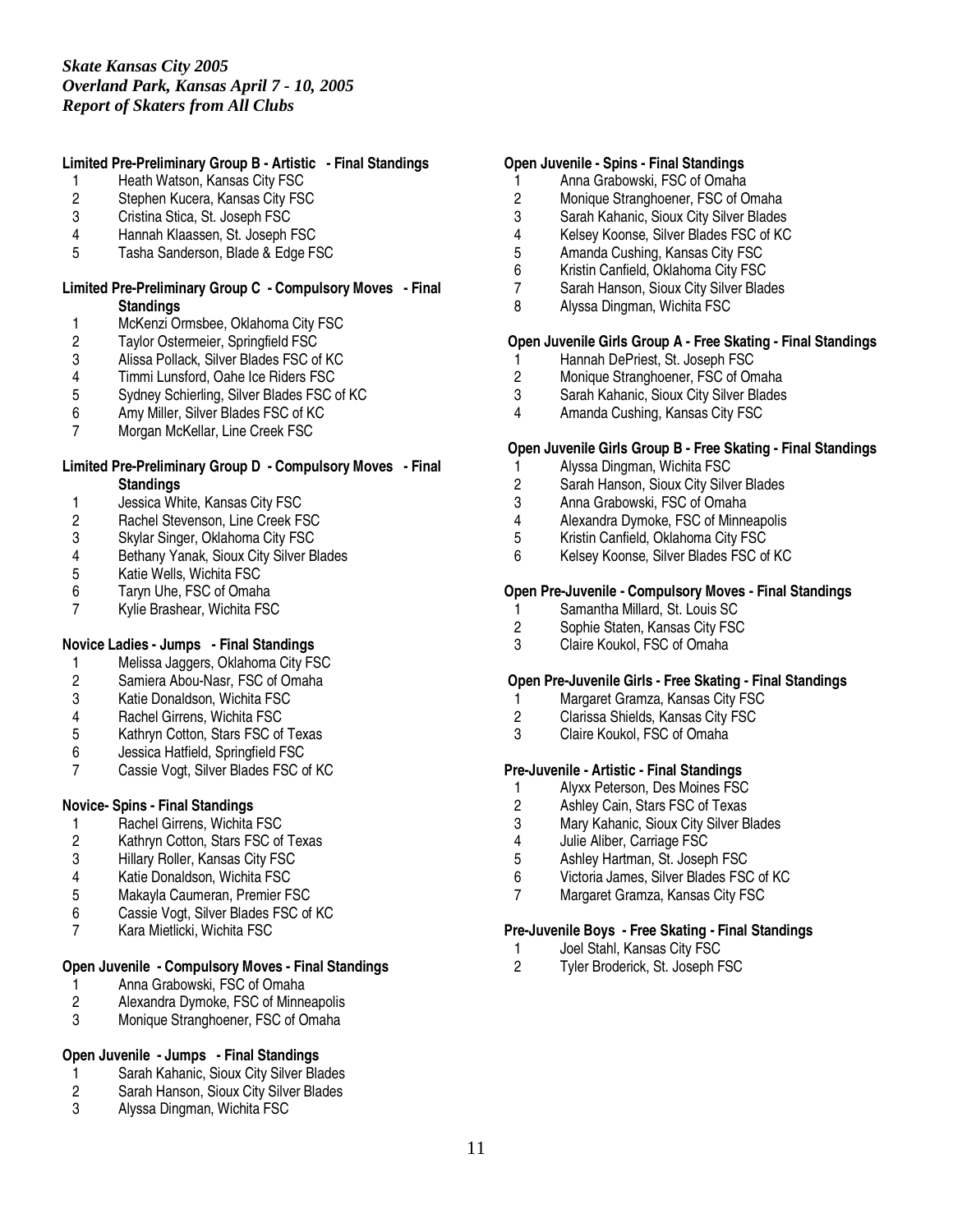**Limited Pre-Preliminary Group B - Artistic - Final Standings**

1. Heath Watson, Kansas City FSC
2. Stephen Kucera, Kansas City FSC
3. Cristina Stica, St. Joseph FSC
4. Hannah Klaassen, St. Joseph FSC
5. Tasha Sanderson, Blade & Edge FSC

**Limited Pre-Preliminary Group C - Compulsory Moves - Final Standings**

1. McKenzi Ormsbee, Oklahoma City FSC
2. Taylor Ostermeier, Springfield FSC
3. Alissa Pollack, Silver Blades FSC of KC
4. Timmi Lunsford, Oahe Ice Riders FSC
5. Sydney Schierling, Silver Blades FSC of KC
6. Amy Miller, Silver Blades FSC of KC
7. Morgan McKellar, Line Creek FSC

**Limited Pre-Preliminary Group D - Compulsory Moves - Final Standings**

1. Jessica White, Kansas City FSC
2. Rachel Stevenson, Line Creek FSC
3. Skylar Singer, Oklahoma City FSC
4. Bethany Yanak, Sioux City Silver Blades
5. Katie Wells, Wichita FSC
6. Taryn Uhe, FSC of Omaha
7. Kylie Brashear, Wichita FSC

**Novice Ladies - Jumps - Final Standings**

1. Melissa Jaggers, Oklahoma City FSC
2. Samiera Abou-Nasr, FSC of Omaha
3. Katie Donaldson, Wichita FSC
4. Rachel Girrens, Wichita FSC
5. Kathryn Cotton, Stars FSC of Texas
6. Jessica Hatfield, Springfield FSC
7. Cassie Vogt, Silver Blades FSC of KC

**Novice- Spins - Final Standings**

1. Rachel Girrens, Wichita FSC
2. Kathryn Cotton, Stars FSC of Texas
3. Hillary Roller, Kansas City FSC
4. Katie Donaldson, Wichita FSC
5. Makayla Caumeran, Premier FSC
6. Cassie Vogt, Silver Blades FSC of KC
7. Kara Mietlicki, Wichita FSC

**Open Juvenile - Compulsory Moves - Final Standings**

1. Anna Grabowski, FSC of Omaha
2. Alexandra Dymoke, FSC of Minneapolis
3. Monique Stranghoener, FSC of Omaha

**Open Juvenile - Jumps - Final Standings**

1. Sarah Kahanic, Sioux City Silver Blades
2. Sarah Hanson, Sioux City Silver Blades
3. Alyssa Dingman, Wichita FSC

**Open Juvenile - Spins - Final Standings**

1. Anna Grabowski, FSC of Omaha
2. Monique Stranghoener, FSC of Omaha
3. Sarah Kahanic, Sioux City Silver Blades
4. Kelsey Koonse, Silver Blades FSC of KC
5. Amanda Cushing, Kansas City FSC
6. Kristin Canfield, Oklahoma City FSC
7. Sarah Hanson, Sioux City Silver Blades
8. Alyssa Dingman, Wichita FSC

**Open Juvenile Girls Group A - Free Skating - Final Standings**

1. Hannah DePriest, St. Joseph FSC
2. Monique Stranghoener, FSC of Omaha
3. Sarah Kahanic, Sioux City Silver Blades
4. Amanda Cushing, Kansas City FSC

**Open Juvenile Girls Group B - Free Skating - Final Standings**

1. Alyssa Dingman, Wichita FSC
2. Sarah Hanson, Sioux City Silver Blades
3. Anna Grabowski, FSC of Omaha
4. Alexandra Dymoke, FSC of Minneapolis
5. Kristin Canfield, Oklahoma City FSC
6. Kelsey Koonse, Silver Blades FSC of KC

**Open Pre-Juvenile - Compulsory Moves - Final Standings**

1. Samantha Millard, St. Louis SC
2. Sophie Staten, Kansas City FSC
3. Claire Koukol, FSC of Omaha

**Open Pre-Juvenile Girls - Free Skating - Final Standings**

1. Margaret Gramza, Kansas City FSC
2. Clarissa Shields, Kansas City FSC
3. Claire Koukol, FSC of Omaha

**Pre-Juvenile - Artistic - Final Standings**

1. Alyxx Peterson, Des Moines FSC
2. Ashley Cain, Stars FSC of Texas
3. Mary Kahanic, Sioux City Silver Blades
4. Julie Aliber, Carriage FSC
5. Ashley Hartman, St. Joseph FSC
6. Victoria James, Silver Blades FSC of KC
7. Margaret Gramza, Kansas City FSC

**Pre-Juvenile Boys - Free Skating - Final Standings**

1. Joel Stahl, Kansas City FSC
2. Tyler Broderick, St. Joseph FSC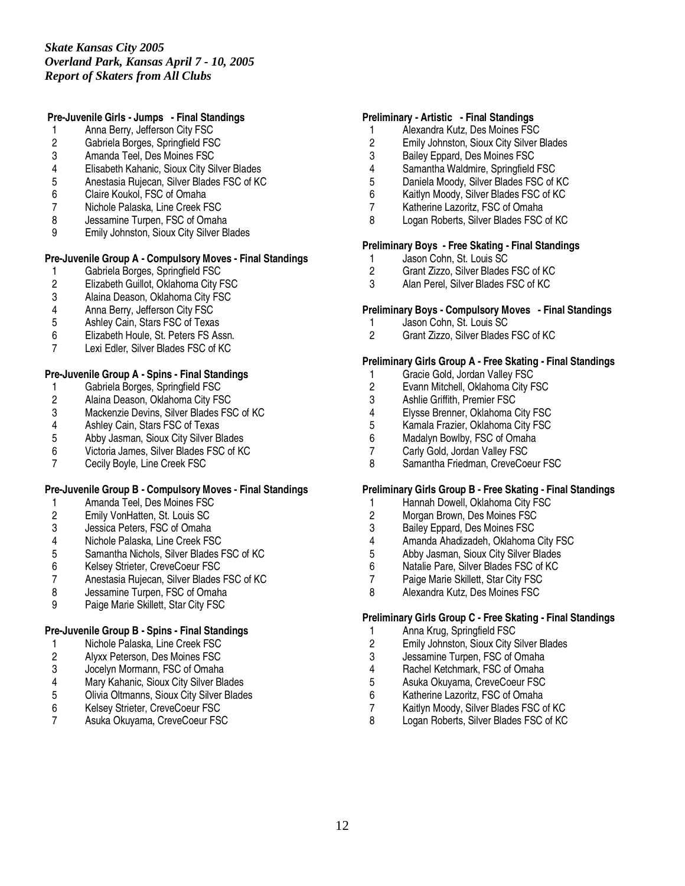*Skate Kansas City 2005*
*Overland Park, Kansas April 7 - 10, 2005*
*Report of Skaters from All Clubs*

**Pre-Juvenile Girls - Jumps - Final Standings**

1. Anna Berry, Jefferson City FSC
2. Gabriela Borges, Springfield FSC
3. Amanda Teel, Des Moines FSC
4. Elisabeth Kahanic, Sioux City Silver Blades
5. Anestasia Rujecan, Silver Blades FSC of KC
6. Claire Koukol, FSC of Omaha
7. Nichole Palaska, Line Creek FSC
8. Jessamine Turpen, FSC of Omaha
9. Emily Johnston, Sioux City Silver Blades

**Pre-Juvenile Group A - Compulsory Moves - Final Standings**

1. Gabriela Borges, Springfield FSC
2. Elizabeth Guillot, Oklahoma City FSC
3. Alaina Deason, Oklahoma City FSC
4. Anna Berry, Jefferson City FSC
5. Ashley Cain, Stars FSC of Texas
6. Elizabeth Houle, St. Peters FS Assn.
7. Lexi Edler, Silver Blades FSC of KC

**Pre-Juvenile Group A - Spins - Final Standings**

1. Gabriela Borges, Springfield FSC
2. Alaina Deason, Oklahoma City FSC
3. Mackenzie Devins, Silver Blades FSC of KC
4. Ashley Cain, Stars FSC of Texas
5. Abby Jasman, Sioux City Silver Blades
6. Victoria James, Silver Blades FSC of KC
7. Cecily Boyle, Line Creek FSC

**Pre-Juvenile Group B - Compulsory Moves - Final Standings**

1. Amanda Teel, Des Moines FSC
2. Emily VonHatten, St. Louis SC
3. Jessica Peters, FSC of Omaha
4. Nichole Palaska, Line Creek FSC
5. Samantha Nichols, Silver Blades FSC of KC
6. Kelsey Strieter, CreveCoeur FSC
7. Anestasia Rujecan, Silver Blades FSC of KC
8. Jessamine Turpen, FSC of Omaha
9. Paige Marie Skillett, Star City FSC

**Pre-Juvenile Group B - Spins - Final Standings**

1. Nichole Palaska, Line Creek FSC
2. Alyxx Peterson, Des Moines FSC
3. Jocelyn Mormann, FSC of Omaha
4. Mary Kahanic, Sioux City Silver Blades
5. Olivia Oltmanns, Sioux City Silver Blades
6. Kelsey Strieter, CreveCoeur FSC
7. Asuka Okuyama, CreveCoeur FSC

**Preliminary - Artistic - Final Standings**

1. Alexandra Kutz, Des Moines FSC
2. Emily Johnston, Sioux City Silver Blades
3. Bailey Eppard, Des Moines FSC
4. Samantha Waldmire, Springfield FSC
5. Daniela Moody, Silver Blades FSC of KC
6. Kaitlyn Moody, Silver Blades FSC of KC
7. Katherine Lazoritz, FSC of Omaha
8. Logan Roberts, Silver Blades FSC of KC

**Preliminary Boys - Free Skating - Final Standings**

1. Jason Cohn, St. Louis SC
2. Grant Zizzo, Silver Blades FSC of KC
3. Alan Perel, Silver Blades FSC of KC

**Preliminary Boys - Compulsory Moves - Final Standings**

1. Jason Cohn, St. Louis SC
2. Grant Zizzo, Silver Blades FSC of KC

**Preliminary Girls Group A - Free Skating - Final Standings**

1. Gracie Gold, Jordan Valley FSC
2. Evann Mitchell, Oklahoma City FSC
3. Ashlie Griffith, Premier FSC
4. Elysse Brenner, Oklahoma City FSC
5. Kamala Frazier, Oklahoma City FSC
6. Madalyn Bowlby, FSC of Omaha
7. Carly Gold, Jordan Valley FSC
8. Samantha Friedman, CreveCoeur FSC

**Preliminary Girls Group B - Free Skating - Final Standings**

1. Hannah Dowell, Oklahoma City FSC
2. Morgan Brown, Des Moines FSC
3. Bailey Eppard, Des Moines FSC
4. Amanda Ahadizadeh, Oklahoma City FSC
5. Abby Jasman, Sioux City Silver Blades
6. Natalie Pare, Silver Blades FSC of KC
7. Paige Marie Skillett, Star City FSC
8. Alexandra Kutz, Des Moines FSC

**Preliminary Girls Group C - Free Skating - Final Standings**

1. Anna Krug, Springfield FSC
2. Emily Johnston, Sioux City Silver Blades
3. Jessamine Turpen, FSC of Omaha
4. Rachel Ketchmark, FSC of Omaha
5. Asuka Okuyama, CreveCoeur FSC
6. Katherine Lazoritz, FSC of Omaha
7. Kaitlyn Moody, Silver Blades FSC of KC
8. Logan Roberts, Silver Blades FSC of KC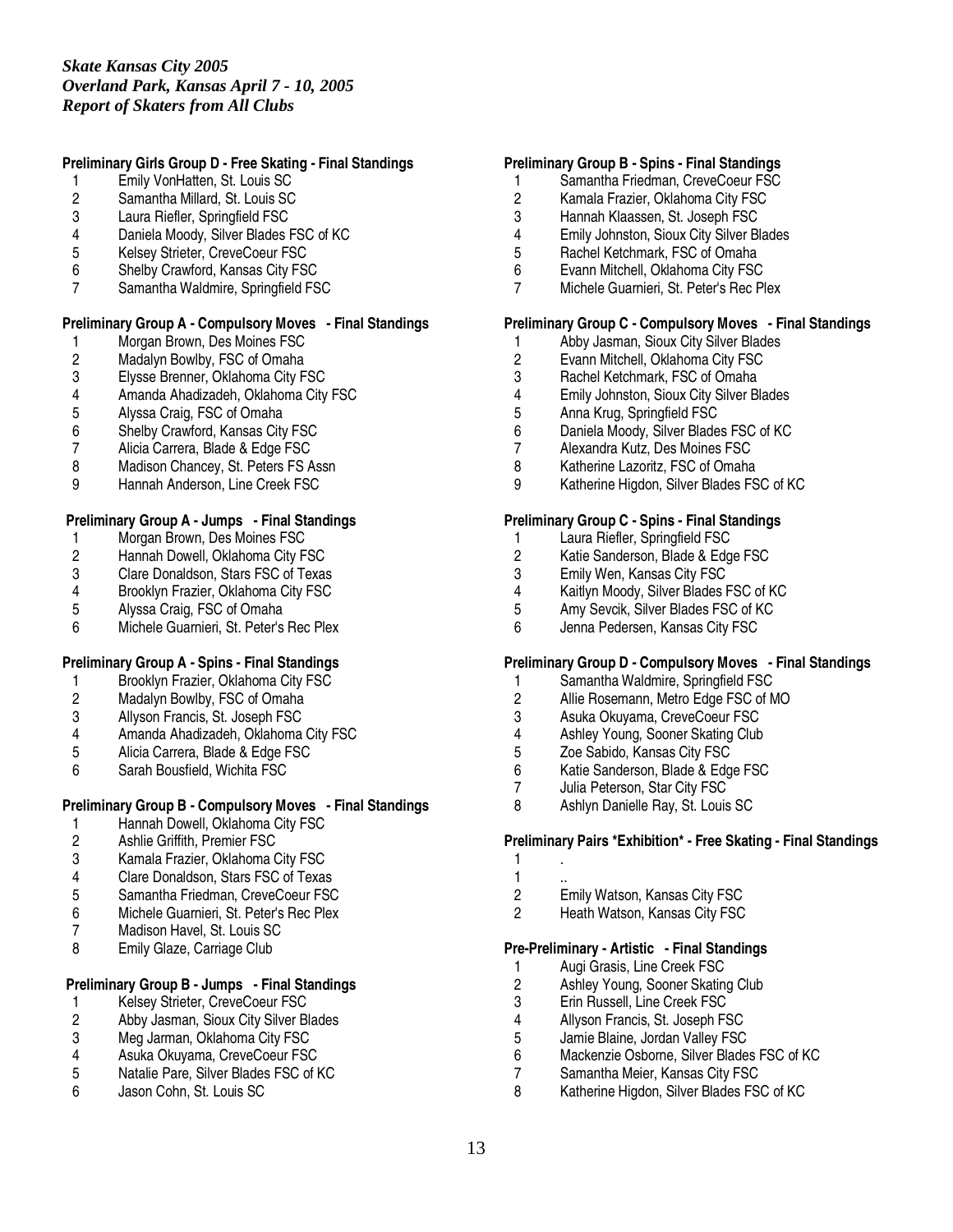*Skate Kansas City 2005*
*Overland Park, Kansas April 7 - 10, 2005*
*Report of Skaters from All Clubs*

**Preliminary Girls Group D - Free Skating - Final Standings**

1 Emily VonHatten, St. Louis SC
2 Samantha Millard, St. Louis SC
3 Laura Riefler, Springfield FSC
4 Daniela Moody, Silver Blades FSC of KC
5 Kelsey Strieter, CreveCoeur FSC
6 Shelby Crawford, Kansas City FSC
7 Samantha Waldmire, Springfield FSC

**Preliminary Group A - Compulsory Moves - Final Standings**

1 Morgan Brown, Des Moines FSC
2 Madalyn Bowlby, FSC of Omaha
3 Elysse Brenner, Oklahoma City FSC
4 Amanda Ahadizadeh, Oklahoma City FSC
5 Alyssa Craig, FSC of Omaha
6 Shelby Crawford, Kansas City FSC
7 Alicia Carrera, Blade & Edge FSC
8 Madison Chancey, St. Peters FS Assn
9 Hannah Anderson, Line Creek FSC

**Preliminary Group A - Jumps - Final Standings**

1 Morgan Brown, Des Moines FSC
2 Hannah Dowell, Oklahoma City FSC
3 Clare Donaldson, Stars FSC of Texas
4 Brooklyn Frazier, Oklahoma City FSC
5 Alyssa Craig, FSC of Omaha
6 Michele Guarnieri, St. Peter's Rec Plex

**Preliminary Group A - Spins - Final Standings**

1 Brooklyn Frazier, Oklahoma City FSC
2 Madalyn Bowlby, FSC of Omaha
3 Allyson Francis, St. Joseph FSC
4 Amanda Ahadizadeh, Oklahoma City FSC
5 Alicia Carrera, Blade & Edge FSC
6 Sarah Bousfield, Wichita FSC

**Preliminary Group B - Compulsory Moves - Final Standings**

1 Hannah Dowell, Oklahoma City FSC
2 Ashlie Griffith, Premier FSC
3 Kamala Frazier, Oklahoma City FSC
4 Clare Donaldson, Stars FSC of Texas
5 Samantha Friedman, CreveCoeur FSC
6 Michele Guarnieri, St. Peter's Rec Plex
7 Madison Havel, St. Louis SC
8 Emily Glaze, Carriage Club

**Preliminary Group B - Jumps - Final Standings**

1 Kelsey Strieter, CreveCoeur FSC
2 Abby Jasman, Sioux City Silver Blades
3 Meg Jarman, Oklahoma City FSC
4 Asuka Okuyama, CreveCoeur FSC
5 Natalie Pare, Silver Blades FSC of KC
6 Jason Cohn, St. Louis SC

**Preliminary Group B - Spins - Final Standings**

1 Samantha Friedman, CreveCoeur FSC
2 Kamala Frazier, Oklahoma City FSC
3 Hannah Klaassen, St. Joseph FSC
4 Emily Johnston, Sioux City Silver Blades
5 Rachel Ketchmark, FSC of Omaha
6 Evann Mitchell, Oklahoma City FSC
7 Michele Guarnieri, St. Peter's Rec Plex

**Preliminary Group C - Compulsory Moves - Final Standings**

1 Abby Jasman, Sioux City Silver Blades
2 Evann Mitchell, Oklahoma City FSC
3 Rachel Ketchmark, FSC of Omaha
4 Emily Johnston, Sioux City Silver Blades
5 Anna Krug, Springfield FSC
6 Daniela Moody, Silver Blades FSC of KC
7 Alexandra Kutz, Des Moines FSC
8 Katherine Lazoritz, FSC of Omaha
9 Katherine Higdon, Silver Blades FSC of KC

**Preliminary Group C - Spins - Final Standings**

1 Laura Riefler, Springfield FSC
2 Katie Sanderson, Blade & Edge FSC
3 Emily Wen, Kansas City FSC
4 Kaitlyn Moody, Silver Blades FSC of KC
5 Amy Sevcik, Silver Blades FSC of KC
6 Jenna Pedersen, Kansas City FSC

**Preliminary Group D - Compulsory Moves - Final Standings**

1 Samantha Waldmire, Springfield FSC
2 Allie Rosemann, Metro Edge FSC of MO
3 Asuka Okuyama, CreveCoeur FSC
4 Ashley Young, Sooner Skating Club
5 Zoe Sabido, Kansas City FSC
6 Katie Sanderson, Blade & Edge FSC
7 Julia Peterson, Star City FSC
8 Ashlyn Danielle Ray, St. Louis SC

**Preliminary Pairs \*Exhibition\* - Free Skating - Final Standings**

1 .
1 ..
2 Emily Watson, Kansas City FSC
2 Heath Watson, Kansas City FSC

**Pre-Preliminary - Artistic - Final Standings**

1 Augi Grasis, Line Creek FSC
2 Ashley Young, Sooner Skating Club
3 Erin Russell, Line Creek FSC
4 Allyson Francis, St. Joseph FSC
5 Jamie Blaine, Jordan Valley FSC
6 Mackenzie Osborne, Silver Blades FSC of KC
7 Samantha Meier, Kansas City FSC
8 Katherine Higdon, Silver Blades FSC of KC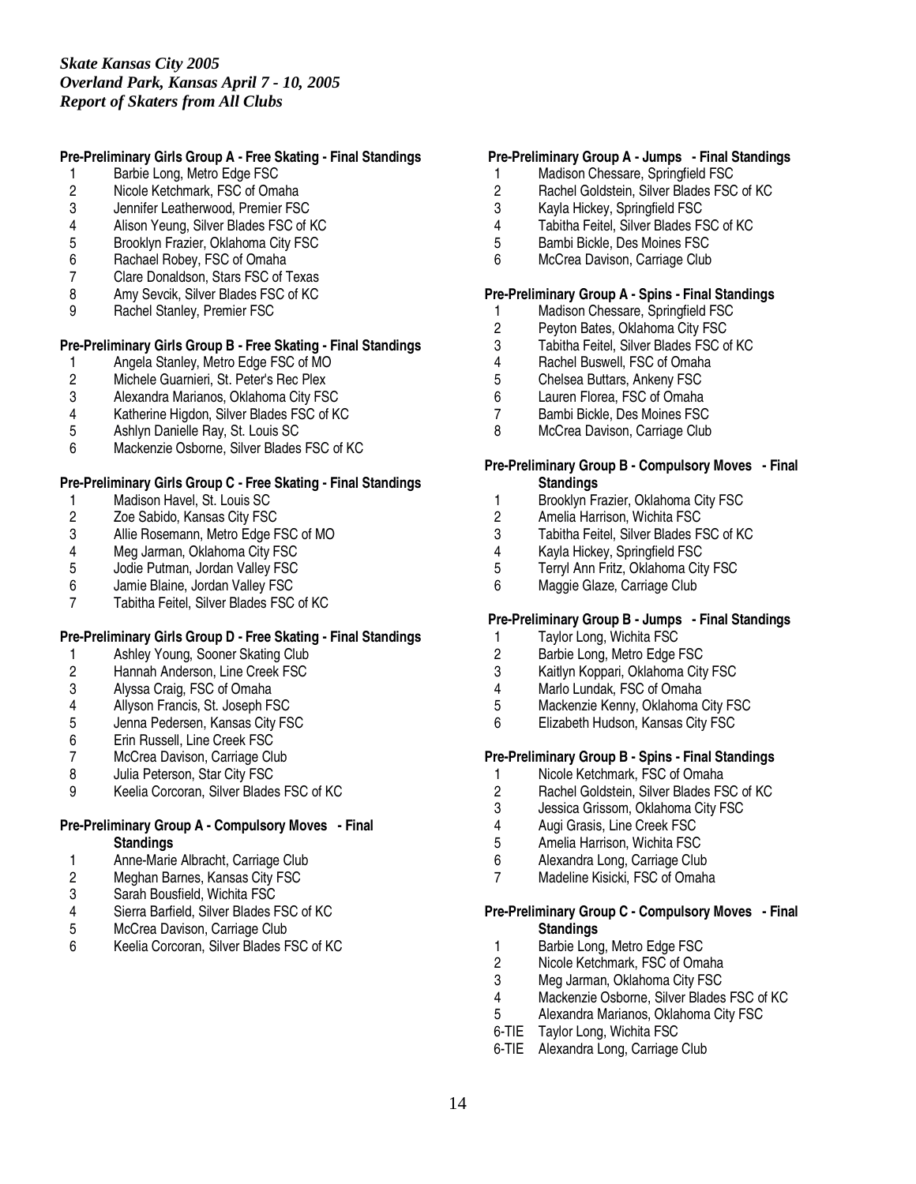*Skate Kansas City 2005*
*Overland Park, Kansas April 7 - 10, 2005*
*Report of Skaters from All Clubs*

**Pre-Preliminary Girls Group A - Free Skating - Final Standings**

1 Barbie Long, Metro Edge FSC
2 Nicole Ketchmark, FSC of Omaha
3 Jennifer Leatherwood, Premier FSC
4 Alison Yeung, Silver Blades FSC of KC
5 Brooklyn Frazier, Oklahoma City FSC
6 Rachael Robey, FSC of Omaha
7 Clare Donaldson, Stars FSC of Texas
8 Amy Sevcik, Silver Blades FSC of KC
9 Rachel Stanley, Premier FSC

**Pre-Preliminary Girls Group B - Free Skating - Final Standings**

1 Angela Stanley, Metro Edge FSC of MO
2 Michele Guarnieri, St. Peter's Rec Plex
3 Alexandra Marianos, Oklahoma City FSC
4 Katherine Higdon, Silver Blades FSC of KC
5 Ashlyn Danielle Ray, St. Louis SC
6 Mackenzie Osborne, Silver Blades FSC of KC

**Pre-Preliminary Girls Group C - Free Skating - Final Standings**

1 Madison Havel, St. Louis SC
2 Zoe Sabido, Kansas City FSC
3 Allie Rosemann, Metro Edge FSC of MO
4 Meg Jarman, Oklahoma City FSC
5 Jodie Putman, Jordan Valley FSC
6 Jamie Blaine, Jordan Valley FSC
7 Tabitha Feitel, Silver Blades FSC of KC

**Pre-Preliminary Girls Group D - Free Skating - Final Standings**

1 Ashley Young, Sooner Skating Club
2 Hannah Anderson, Line Creek FSC
3 Alyssa Craig, FSC of Omaha
4 Allyson Francis, St. Joseph FSC
5 Jenna Pedersen, Kansas City FSC
6 Erin Russell, Line Creek FSC
7 McCrea Davison, Carriage Club
8 Julia Peterson, Star City FSC
9 Keelia Corcoran, Silver Blades FSC of KC

**Pre-Preliminary Group A - Compulsory Moves - Final Standings**

1 Anne-Marie Albracht, Carriage Club
2 Meghan Barnes, Kansas City FSC
3 Sarah Bousfield, Wichita FSC
4 Sierra Barfield, Silver Blades FSC of KC
5 McCrea Davison, Carriage Club
6 Keelia Corcoran, Silver Blades FSC of KC

**Pre-Preliminary Group A - Jumps - Final Standings**

1 Madison Chessare, Springfield FSC
2 Rachel Goldstein, Silver Blades FSC of KC
3 Kayla Hickey, Springfield FSC
4 Tabitha Feitel, Silver Blades FSC of KC
5 Bambi Bickle, Des Moines FSC
6 McCrea Davison, Carriage Club

**Pre-Preliminary Group A - Spins - Final Standings**

1 Madison Chessare, Springfield FSC
2 Peyton Bates, Oklahoma City FSC
3 Tabitha Feitel, Silver Blades FSC of KC
4 Rachel Buswell, FSC of Omaha
5 Chelsea Buttars, Ankeny FSC
6 Lauren Florea, FSC of Omaha
7 Bambi Bickle, Des Moines FSC
8 McCrea Davison, Carriage Club

**Pre-Preliminary Group B - Compulsory Moves - Final Standings**

1 Brooklyn Frazier, Oklahoma City FSC
2 Amelia Harrison, Wichita FSC
3 Tabitha Feitel, Silver Blades FSC of KC
4 Kayla Hickey, Springfield FSC
5 Terryl Ann Fritz, Oklahoma City FSC
6 Maggie Glaze, Carriage Club

**Pre-Preliminary Group B - Jumps - Final Standings**

1 Taylor Long, Wichita FSC
2 Barbie Long, Metro Edge FSC
3 Kaitlyn Koppari, Oklahoma City FSC
4 Marlo Lundak, FSC of Omaha
5 Mackenzie Kenny, Oklahoma City FSC
6 Elizabeth Hudson, Kansas City FSC

**Pre-Preliminary Group B - Spins - Final Standings**

1 Nicole Ketchmark, FSC of Omaha
2 Rachel Goldstein, Silver Blades FSC of KC
3 Jessica Grissom, Oklahoma City FSC
4 Augi Grasis, Line Creek FSC
5 Amelia Harrison, Wichita FSC
6 Alexandra Long, Carriage Club
7 Madeline Kisicki, FSC of Omaha

**Pre-Preliminary Group C - Compulsory Moves - Final Standings**

1 Barbie Long, Metro Edge FSC
2 Nicole Ketchmark, FSC of Omaha
3 Meg Jarman, Oklahoma City FSC
4 Mackenzie Osborne, Silver Blades FSC of KC
5 Alexandra Marianos, Oklahoma City FSC
6-TIE Taylor Long, Wichita FSC
6-TIE Alexandra Long, Carriage Club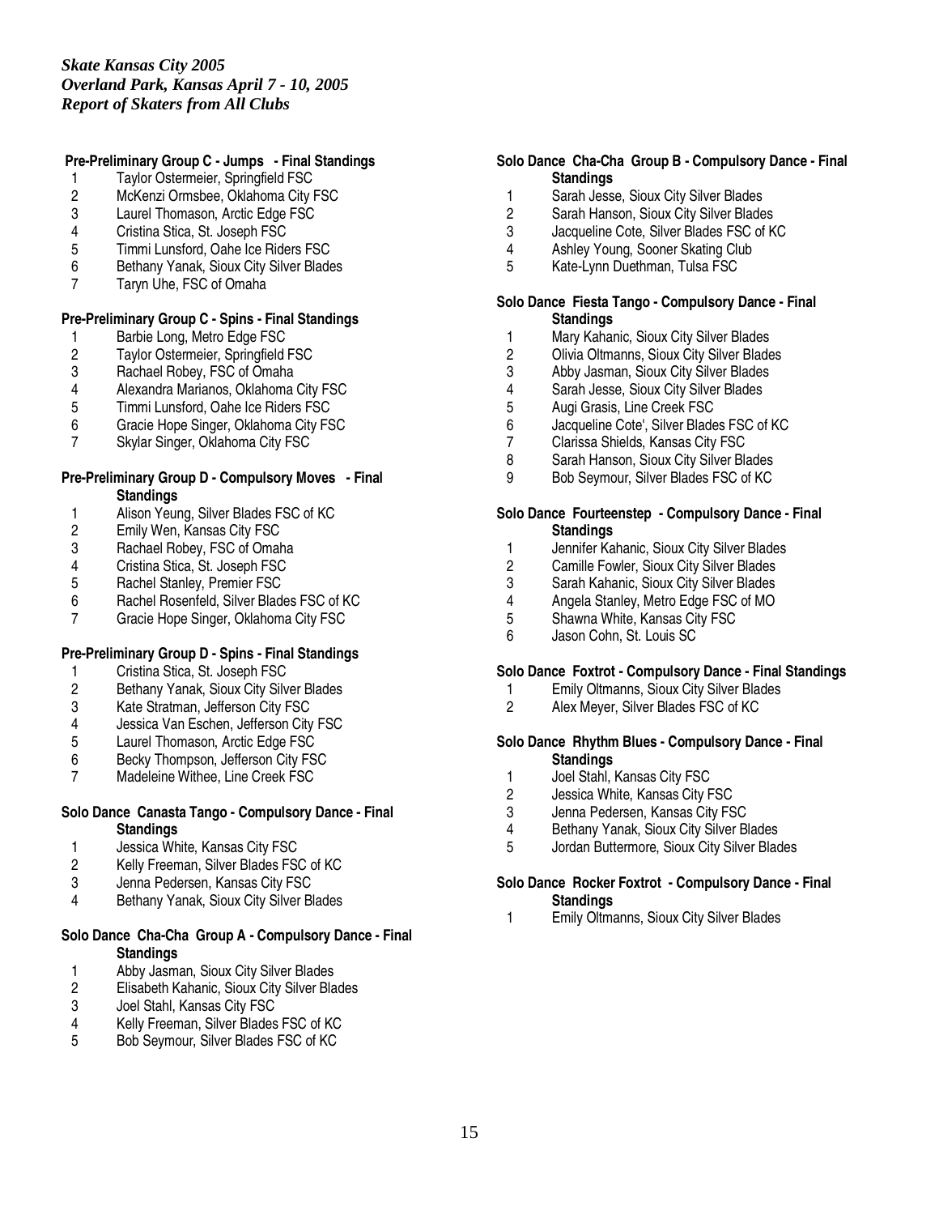**Pre-Preliminary Group C - Jumps - Final Standings**

1 Taylor Ostermeier, Springfield FSC
2 McKenzi Ormsbee, Oklahoma City FSC
3 Laurel Thomason, Arctic Edge FSC
4 Cristina Stica, St. Joseph FSC
5 Timmi Lunsford, Oahe Ice Riders FSC
6 Bethany Yanak, Sioux City Silver Blades
7 Taryn Uhe, FSC of Omaha

**Pre-Preliminary Group C - Spins - Final Standings**

1 Barbie Long, Metro Edge FSC
2 Taylor Ostermeier, Springfield FSC
3 Rachael Robey, FSC of Omaha
4 Alexandra Marianos, Oklahoma City FSC
5 Timmi Lunsford, Oahe Ice Riders FSC
6 Gracie Hope Singer, Oklahoma City FSC
7 Skylar Singer, Oklahoma City FSC

**Pre-Preliminary Group D - Compulsory Moves - Final Standings**

1 Alison Yeung, Silver Blades FSC of KC
2 Emily Wen, Kansas City FSC
3 Rachael Robey, FSC of Omaha
4 Cristina Stica, St. Joseph FSC
5 Rachel Stanley, Premier FSC
6 Rachel Rosenfeld, Silver Blades FSC of KC
7 Gracie Hope Singer, Oklahoma City FSC

**Pre-Preliminary Group D - Spins - Final Standings**

1 Cristina Stica, St. Joseph FSC
2 Bethany Yanak, Sioux City Silver Blades
3 Kate Stratman, Jefferson City FSC
4 Jessica Van Eschen, Jefferson City FSC
5 Laurel Thomason, Arctic Edge FSC
6 Becky Thompson, Jefferson City FSC
7 Madeleine Withee, Line Creek FSC

**Solo Dance Canasta Tango - Compulsory Dance - Final Standings**

1 Jessica White, Kansas City FSC
2 Kelly Freeman, Silver Blades FSC of KC
3 Jenna Pedersen, Kansas City FSC
4 Bethany Yanak, Sioux City Silver Blades

**Solo Dance Cha-Cha Group A - Compulsory Dance - Final Standings**

1 Abby Jasman, Sioux City Silver Blades
2 Elisabeth Kahanic, Sioux City Silver Blades
3 Joel Stahl, Kansas City FSC
4 Kelly Freeman, Silver Blades FSC of KC
5 Bob Seymour, Silver Blades FSC of KC

**Solo Dance Cha-Cha Group B - Compulsory Dance - Final Standings**

1 Sarah Jesse, Sioux City Silver Blades
2 Sarah Hanson, Sioux City Silver Blades
3 Jacqueline Cote, Silver Blades FSC of KC
4 Ashley Young, Sooner Skating Club
5 Kate-Lynn Duethman, Tulsa FSC

**Solo Dance Fiesta Tango - Compulsory Dance - Final Standings**

1 Mary Kahanic, Sioux City Silver Blades
2 Olivia Oltmanns, Sioux City Silver Blades
3 Abby Jasman, Sioux City Silver Blades
4 Sarah Jesse, Sioux City Silver Blades
5 Augi Grasis, Line Creek FSC
6 Jacqueline Cote', Silver Blades FSC of KC
7 Clarissa Shields, Kansas City FSC
8 Sarah Hanson, Sioux City Silver Blades
9 Bob Seymour, Silver Blades FSC of KC

**Solo Dance Fourteenstep - Compulsory Dance - Final Standings**

1 Jennifer Kahanic, Sioux City Silver Blades
2 Camille Fowler, Sioux City Silver Blades
3 Sarah Kahanic, Sioux City Silver Blades
4 Angela Stanley, Metro Edge FSC of MO
5 Shawna White, Kansas City FSC
6 Jason Cohn, St. Louis SC

**Solo Dance Foxtrot - Compulsory Dance - Final Standings**

1 Emily Oltmanns, Sioux City Silver Blades
2 Alex Meyer, Silver Blades FSC of KC

**Solo Dance Rhythm Blues - Compulsory Dance - Final Standings**

1 Joel Stahl, Kansas City FSC
2 Jessica White, Kansas City FSC
3 Jenna Pedersen, Kansas City FSC
4 Bethany Yanak, Sioux City Silver Blades
5 Jordan Buttermore, Sioux City Silver Blades

**Solo Dance Rocker Foxtrot - Compulsory Dance - Final Standings**

1 Emily Oltmanns, Sioux City Silver Blades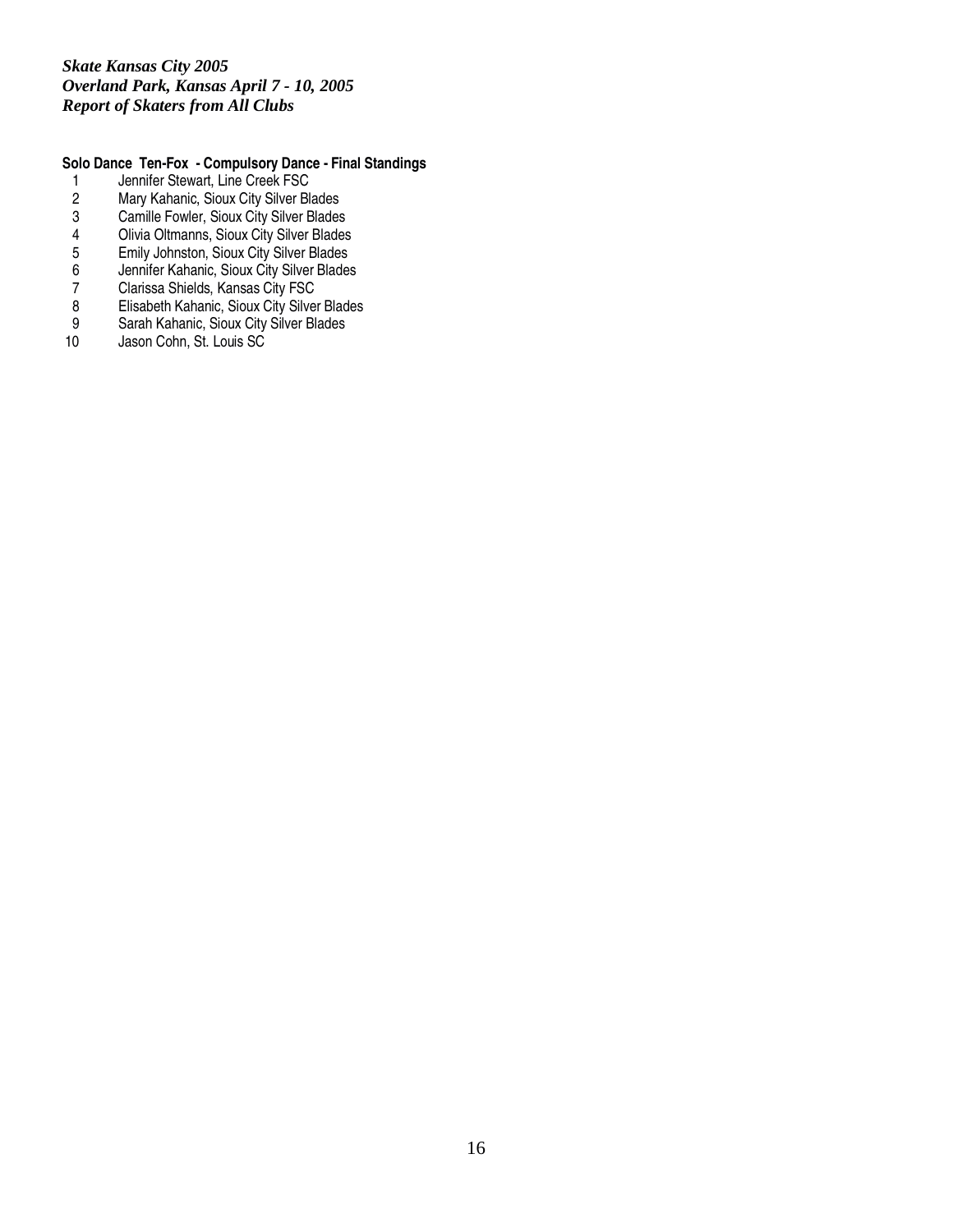*Skate Kansas City 2005*
*Overland Park, Kansas April 7 - 10, 2005*
*Report of Skaters from All Clubs*

**Solo Dance Ten-Fox - Compulsory Dance - Final Standings**

1. Jennifer Stewart, Line Creek FSC
2. Mary Kahanic, Sioux City Silver Blades
3. Camille Fowler, Sioux City Silver Blades
4. Olivia Oltmanns, Sioux City Silver Blades
5. Emily Johnston, Sioux City Silver Blades
6. Jennifer Kahanic, Sioux City Silver Blades
7. Clarissa Shields, Kansas City FSC
8. Elisabeth Kahanic, Sioux City Silver Blades
9. Sarah Kahanic, Sioux City Silver Blades
10. Jason Cohn, St. Louis SC